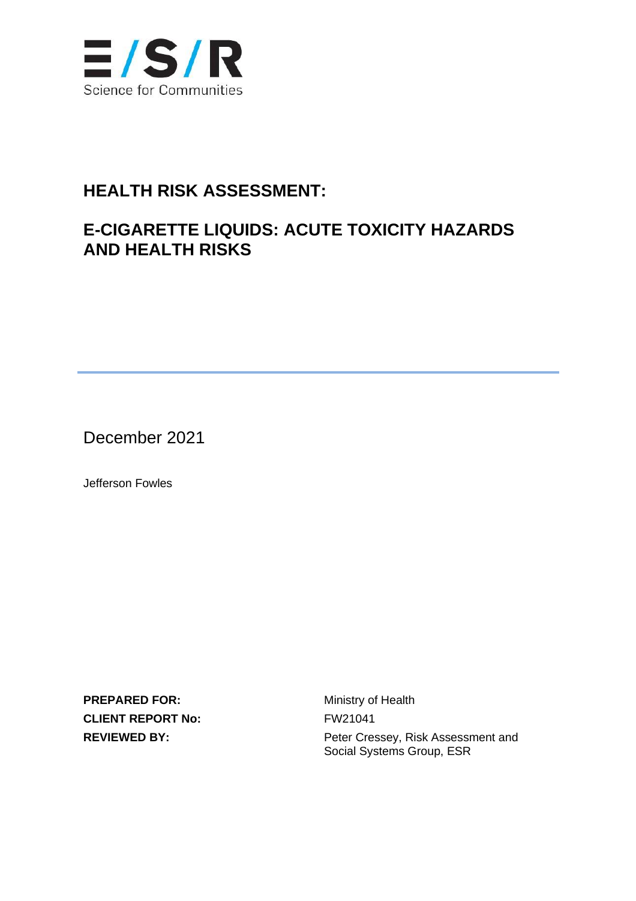E/S/R

Science for Communities

# HEALTH RISK ASSESSMENT:

# E-CIGARETTE LIQUIDS: ACUTE TOXICITY HAZARDS AND HEALTH RISKS

December 2021

Jefferson Fowles

**PREPARED FOR:** Ministry of Health

**CLIENT REPORT No:** FW21041

**REVIEWED BY:** Peter Cressey, Risk Assessment and Social Systems Group, ESR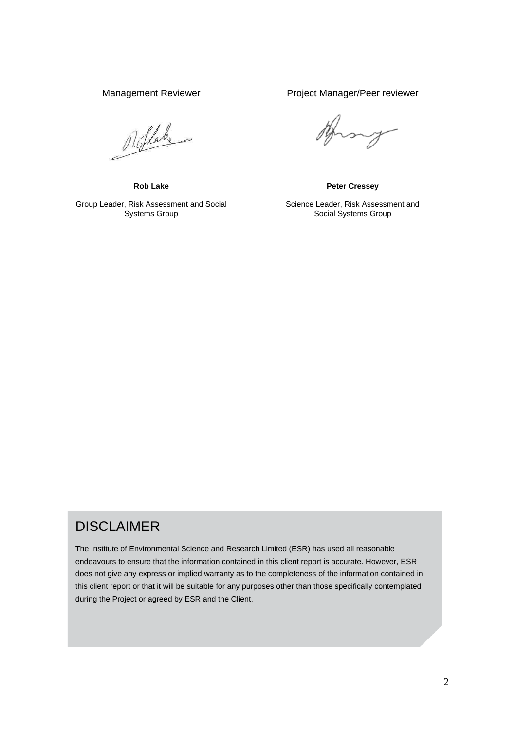Management Reviewer

**Rob Lake**

Group Leader, Risk Assessment and Social Systems Group

Project Manager/Peer reviewer

**Peter Cressey**

Science Leader, Risk Assessment and Social Systems Group

## DISCLAIMER

The Institute of Environmental Science and Research Limited (ESR) has used all reasonable endeavours to ensure that the information contained in this client report is accurate. However, ESR does not give any express or implied warranty as to the completeness of the information contained in this client report or that it will be suitable for any purposes other than those specifically contemplated during the Project or agreed by ESR and the Client.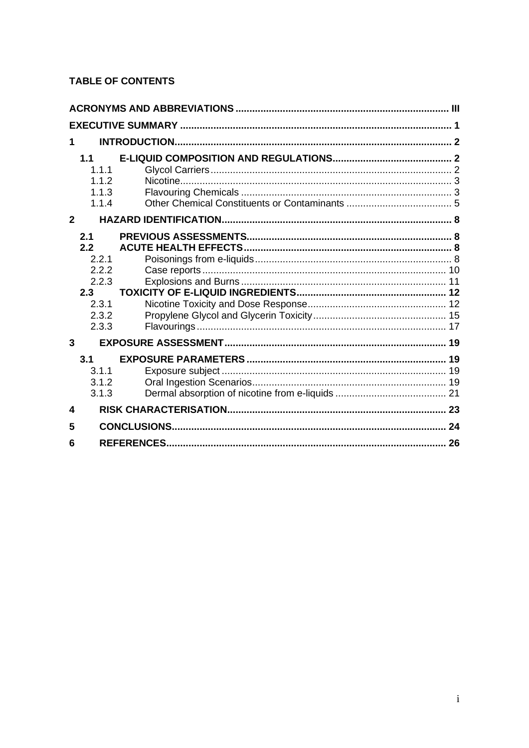**TABLE OF CONTENTS**

| | | |
|---|---|---|
| **ACRONYMS AND ABBREVIATIONS** | | **III** |
| **EXECUTIVE SUMMARY** | | **1** |
| **1** | **INTRODUCTION** | **2** |
| **1.1** | **E-LIQUID COMPOSITION AND REGULATIONS** | **2** |
| 1.1.1 | Glycol Carriers | 2 |
| 1.1.2 | Nicotine | 3 |
| 1.1.3 | Flavouring Chemicals | 3 |
| 1.1.4 | Other Chemical Constituents or Contaminants | 5 |
| **2** | **HAZARD IDENTIFICATION** | **8** |
| **2.1** | **PREVIOUS ASSESSMENTS** | **8** |
| **2.2** | **ACUTE HEALTH EFFECTS** | **8** |
| 2.2.1 | Poisonings from e-liquids | 8 |
| 2.2.2 | Case reports | 10 |
| 2.2.3 | Explosions and Burns | 11 |
| **2.3** | **TOXICITY OF E-LIQUID INGREDIENTS** | **12** |
| 2.3.1 | Nicotine Toxicity and Dose Response | 12 |
| 2.3.2 | Propylene Glycol and Glycerin Toxicity | 15 |
| 2.3.3 | Flavourings | 17 |
| **3** | **EXPOSURE ASSESSMENT** | **19** |
| **3.1** | **EXPOSURE PARAMETERS** | **19** |
| 3.1.1 | Exposure subject | 19 |
| 3.1.2 | Oral Ingestion Scenarios | 19 |
| 3.1.3 | Dermal absorption of nicotine from e-liquids | 21 |
| **4** | **RISK CHARACTERISATION** | **23** |
| **5** | **CONCLUSIONS** | **24** |
| **6** | **REFERENCES** | **26** |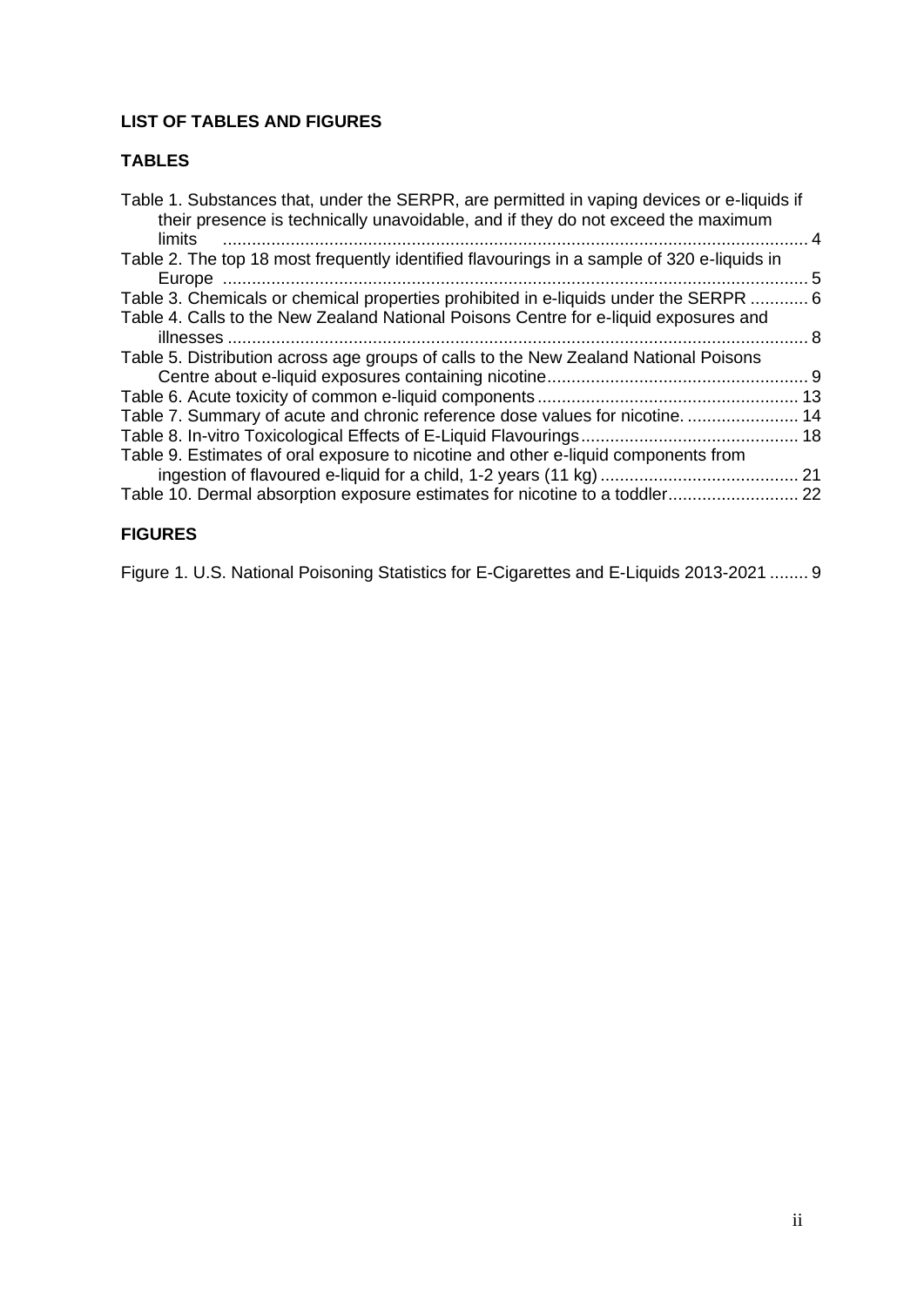**LIST OF TABLES AND FIGURES**

**TABLES**

Table 1. Substances that, under the SERPR, are permitted in vaping devices or e-liquids if their presence is technically unavoidable, and if they do not exceed the maximum limits ........................................................................................................................ 4

Table 2. The top 18 most frequently identified flavourings in a sample of 320 e-liquids in Europe ........................................................................................................................ 5

Table 3. Chemicals or chemical properties prohibited in e-liquids under the SERPR ............ 6

Table 4. Calls to the New Zealand National Poisons Centre for e-liquid exposures and illnesses ........................................................................................................................ 8

Table 5. Distribution across age groups of calls to the New Zealand National Poisons Centre about e-liquid exposures containing nicotine...................................................... 9

Table 6. Acute toxicity of common e-liquid components...................................................... 13

Table 7. Summary of acute and chronic reference dose values for nicotine. ....................... 14

Table 8. In-vitro Toxicological Effects of E-Liquid Flavourings............................................. 18

Table 9. Estimates of oral exposure to nicotine and other e-liquid components from ingestion of flavoured e-liquid for a child, 1-2 years (11 kg)......................................... 21

Table 10. Dermal absorption exposure estimates for nicotine to a toddler........................... 22

**FIGURES**

Figure 1. U.S. National Poisoning Statistics for E-Cigarettes and E-Liquids 2013-2021 ........ 9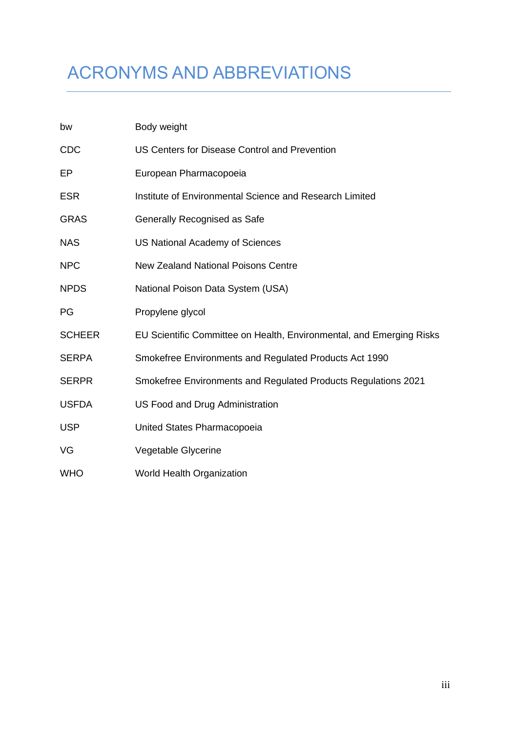# ACRONYMS AND ABBREVIATIONS

| | |
|---|---|
| bw | Body weight |
| CDC | US Centers for Disease Control and Prevention |
| EP | European Pharmacopoeia |
| ESR | Institute of Environmental Science and Research Limited |
| GRAS | Generally Recognised as Safe |
| NAS | US National Academy of Sciences |
| NPC | New Zealand National Poisons Centre |
| NPDS | National Poison Data System (USA) |
| PG | Propylene glycol |
| SCHEER | EU Scientific Committee on Health, Environmental, and Emerging Risks |
| SERPA | Smokefree Environments and Regulated Products Act 1990 |
| SERPR | Smokefree Environments and Regulated Products Regulations 2021 |
| USFDA | US Food and Drug Administration |
| USP | United States Pharmacopoeia |
| VG | Vegetable Glycerine |
| WHO | World Health Organization |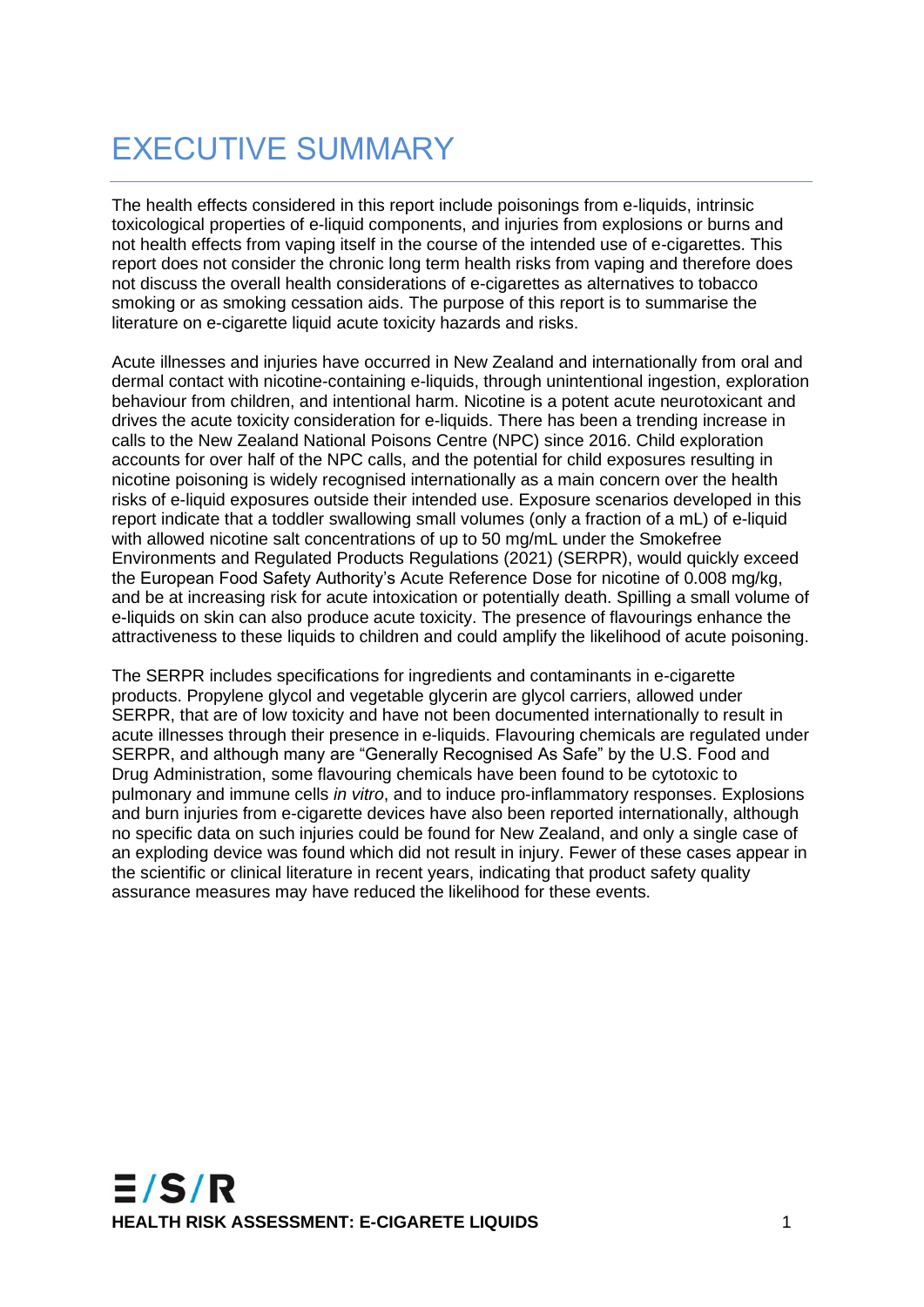# EXECUTIVE SUMMARY

The health effects considered in this report include poisonings from e-liquids, intrinsic toxicological properties of e-liquid components, and injuries from explosions or burns and not health effects from vaping itself in the course of the intended use of e-cigarettes. This report does not consider the chronic long term health risks from vaping and therefore does not discuss the overall health considerations of e-cigarettes as alternatives to tobacco smoking or as smoking cessation aids. The purpose of this report is to summarise the literature on e-cigarette liquid acute toxicity hazards and risks.

Acute illnesses and injuries have occurred in New Zealand and internationally from oral and dermal contact with nicotine-containing e-liquids, through unintentional ingestion, exploration behaviour from children, and intentional harm. Nicotine is a potent acute neurotoxicant and drives the acute toxicity consideration for e-liquids. There has been a trending increase in calls to the New Zealand National Poisons Centre (NPC) since 2016. Child exploration accounts for over half of the NPC calls, and the potential for child exposures resulting in nicotine poisoning is widely recognised internationally as a main concern over the health risks of e-liquid exposures outside their intended use. Exposure scenarios developed in this report indicate that a toddler swallowing small volumes (only a fraction of a mL) of e-liquid with allowed nicotine salt concentrations of up to 50 mg/mL under the Smokefree Environments and Regulated Products Regulations (2021) (SERPR), would quickly exceed the European Food Safety Authority's Acute Reference Dose for nicotine of 0.008 mg/kg, and be at increasing risk for acute intoxication or potentially death. Spilling a small volume of e-liquids on skin can also produce acute toxicity. The presence of flavourings enhance the attractiveness to these liquids to children and could amplify the likelihood of acute poisoning.

The SERPR includes specifications for ingredients and contaminants in e-cigarette products. Propylene glycol and vegetable glycerin are glycol carriers, allowed under SERPR, that are of low toxicity and have not been documented internationally to result in acute illnesses through their presence in e-liquids. Flavouring chemicals are regulated under SERPR, and although many are "Generally Recognised As Safe" by the U.S. Food and Drug Administration, some flavouring chemicals have been found to be cytotoxic to pulmonary and immune cells *in vitro*, and to induce pro-inflammatory responses. Explosions and burn injuries from e-cigarette devices have also been reported internationally, although no specific data on such injuries could be found for New Zealand, and only a single case of an exploding device was found which did not result in injury. Fewer of these cases appear in the scientific or clinical literature in recent years, indicating that product safety quality assurance measures may have reduced the likelihood for these events.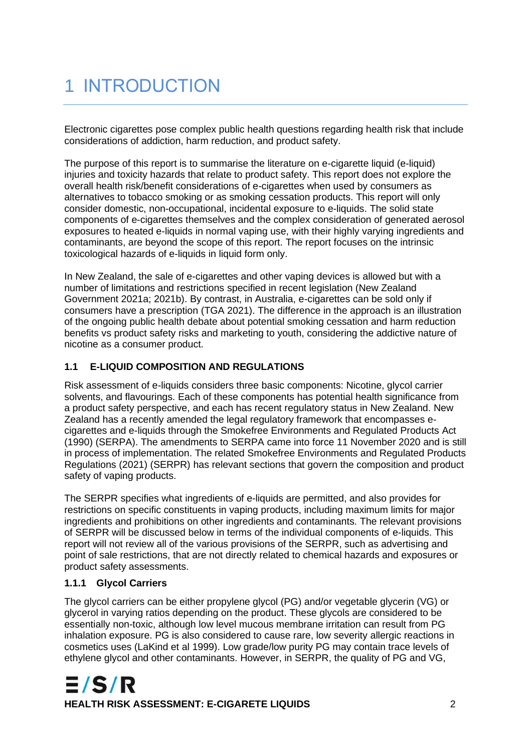# 1 INTRODUCTION

Electronic cigarettes pose complex public health questions regarding health risk that include considerations of addiction, harm reduction, and product safety.

The purpose of this report is to summarise the literature on e-cigarette liquid (e-liquid) injuries and toxicity hazards that relate to product safety. This report does not explore the overall health risk/benefit considerations of e-cigarettes when used by consumers as alternatives to tobacco smoking or as smoking cessation products. This report will only consider domestic, non-occupational, incidental exposure to e-liquids. The solid state components of e-cigarettes themselves and the complex consideration of generated aerosol exposures to heated e-liquids in normal vaping use, with their highly varying ingredients and contaminants, are beyond the scope of this report. The report focuses on the intrinsic toxicological hazards of e-liquids in liquid form only.

In New Zealand, the sale of e-cigarettes and other vaping devices is allowed but with a number of limitations and restrictions specified in recent legislation (New Zealand Government 2021a; 2021b). By contrast, in Australia, e-cigarettes can be sold only if consumers have a prescription (TGA 2021). The difference in the approach is an illustration of the ongoing public health debate about potential smoking cessation and harm reduction benefits vs product safety risks and marketing to youth, considering the addictive nature of nicotine as a consumer product.

## 1.1 E-LIQUID COMPOSITION AND REGULATIONS

Risk assessment of e-liquids considers three basic components: Nicotine, glycol carrier solvents, and flavourings. Each of these components has potential health significance from a product safety perspective, and each has recent regulatory status in New Zealand. New Zealand has a recently amended the legal regulatory framework that encompasses e-cigarettes and e-liquids through the Smokefree Environments and Regulated Products Act (1990) (SERPA). The amendments to SERPA came into force 11 November 2020 and is still in process of implementation. The related Smokefree Environments and Regulated Products Regulations (2021) (SERPR) has relevant sections that govern the composition and product safety of vaping products.

The SERPR specifies what ingredients of e-liquids are permitted, and also provides for restrictions on specific constituents in vaping products, including maximum limits for major ingredients and prohibitions on other ingredients and contaminants. The relevant provisions of SERPR will be discussed below in terms of the individual components of e-liquids. This report will not review all of the various provisions of the SERPR, such as advertising and point of sale restrictions, that are not directly related to chemical hazards and exposures or product safety assessments.

### 1.1.1 Glycol Carriers

The glycol carriers can be either propylene glycol (PG) and/or vegetable glycerin (VG) or glycerol in varying ratios depending on the product. These glycols are considered to be essentially non-toxic, although low level mucous membrane irritation can result from PG inhalation exposure. PG is also considered to cause rare, low severity allergic reactions in cosmetics uses (LaKind et al 1999). Low grade/low purity PG may contain trace levels of ethylene glycol and other contaminants. However, in SERPR, the quality of PG and VG,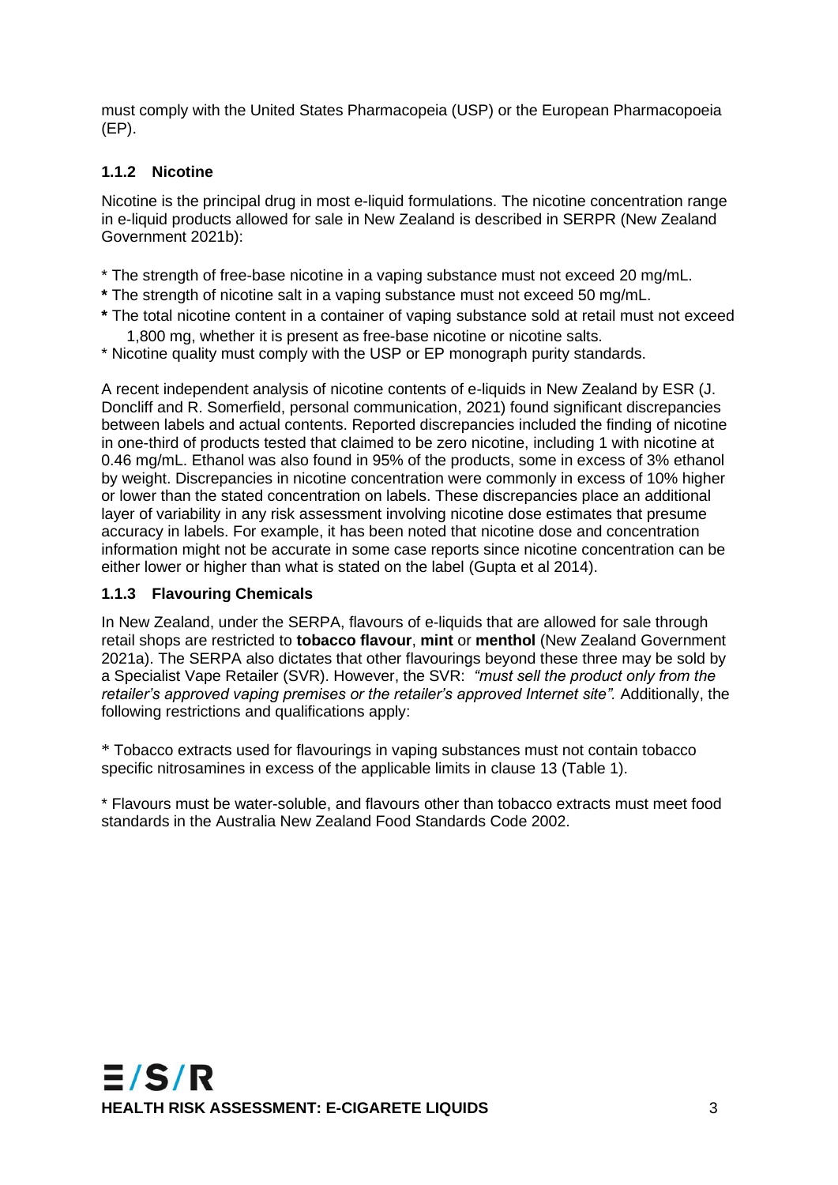must comply with the United States Pharmacopeia (USP) or the European Pharmacopoeia (EP).

### 1.1.2 Nicotine

Nicotine is the principal drug in most e-liquid formulations. The nicotine concentration range in e-liquid products allowed for sale in New Zealand is described in SERPR (New Zealand Government 2021b):

* The strength of free-base nicotine in a vaping substance must not exceed 20 mg/mL.
* The strength of nicotine salt in a vaping substance must not exceed 50 mg/mL.
* The total nicotine content in a container of vaping substance sold at retail must not exceed 1,800 mg, whether it is present as free-base nicotine or nicotine salts.
* Nicotine quality must comply with the USP or EP monograph purity standards.

A recent independent analysis of nicotine contents of e-liquids in New Zealand by ESR (J. Doncliff and R. Somerfield, personal communication, 2021) found significant discrepancies between labels and actual contents. Reported discrepancies included the finding of nicotine in one-third of products tested that claimed to be zero nicotine, including 1 with nicotine at 0.46 mg/mL. Ethanol was also found in 95% of the products, some in excess of 3% ethanol by weight. Discrepancies in nicotine concentration were commonly in excess of 10% higher or lower than the stated concentration on labels. These discrepancies place an additional layer of variability in any risk assessment involving nicotine dose estimates that presume accuracy in labels. For example, it has been noted that nicotine dose and concentration information might not be accurate in some case reports since nicotine concentration can be either lower or higher than what is stated on the label (Gupta et al 2014).

### 1.1.3 Flavouring Chemicals

In New Zealand, under the SERPA, flavours of e-liquids that are allowed for sale through retail shops are restricted to **tobacco flavour**, **mint** or **menthol** (New Zealand Government 2021a). The SERPA also dictates that other flavourings beyond these three may be sold by a Specialist Vape Retailer (SVR). However, the SVR: *"must sell the product only from the retailer's approved vaping premises or the retailer's approved Internet site".* Additionally, the following restrictions and qualifications apply:

* Tobacco extracts used for flavourings in vaping substances must not contain tobacco specific nitrosamines in excess of the applicable limits in clause 13 (Table 1).

* Flavours must be water-soluble, and flavours other than tobacco extracts must meet food standards in the Australia New Zealand Food Standards Code 2002.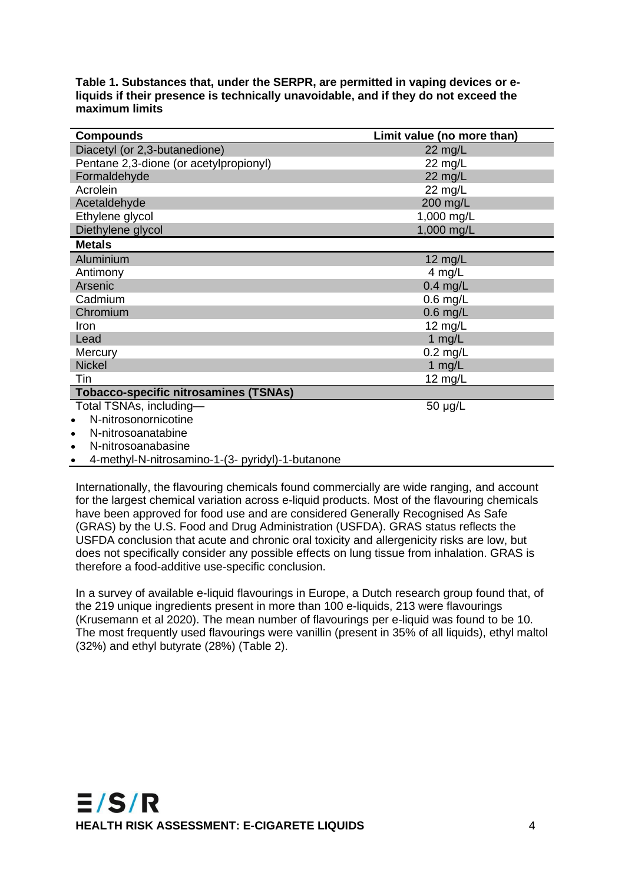**Table 1. Substances that, under the SERPR, are permitted in vaping devices or e-liquids if their presence is technically unavoidable, and if they do not exceed the maximum limits**

| Compounds | Limit value (no more than) |
|---|---|
| Diacetyl (or 2,3-butanedione) | 22 mg/L |
| Pentane 2,3-dione (or acetylpropionyl) | 22 mg/L |
| Formaldehyde | 22 mg/L |
| Acrolein | 22 mg/L |
| Acetaldehyde | 200 mg/L |
| Ethylene glycol | 1,000 mg/L |
| Diethylene glycol | 1,000 mg/L |
| **Metals** | |
| Aluminium | 12 mg/L |
| Antimony | 4 mg/L |
| Arsenic | 0.4 mg/L |
| Cadmium | 0.6 mg/L |
| Chromium | 0.6 mg/L |
| Iron | 12 mg/L |
| Lead | 1 mg/L |
| Mercury | 0.2 mg/L |
| Nickel | 1 mg/L |
| Tin | 12 mg/L |
| **Tobacco-specific nitrosamines (TSNAs)** | |
| Total TSNAs, including—<br>• N-nitrosonornicotine<br>• N-nitrosoanatabine<br>• N-nitrosoanabasine<br>• 4-methyl-N-nitrosamino-1-(3- pyridyl)-1-butanone | 50 µg/L |

Internationally, the flavouring chemicals found commercially are wide ranging, and account for the largest chemical variation across e-liquid products. Most of the flavouring chemicals have been approved for food use and are considered Generally Recognised As Safe (GRAS) by the U.S. Food and Drug Administration (USFDA). GRAS status reflects the USFDA conclusion that acute and chronic oral toxicity and allergenicity risks are low, but does not specifically consider any possible effects on lung tissue from inhalation. GRAS is therefore a food-additive use-specific conclusion.

In a survey of available e-liquid flavourings in Europe, a Dutch research group found that, of the 219 unique ingredients present in more than 100 e-liquids, 213 were flavourings (Krusemann et al 2020). The mean number of flavourings per e-liquid was found to be 10. The most frequently used flavourings were vanillin (present in 35% of all liquids), ethyl maltol (32%) and ethyl butyrate (28%) (Table 2).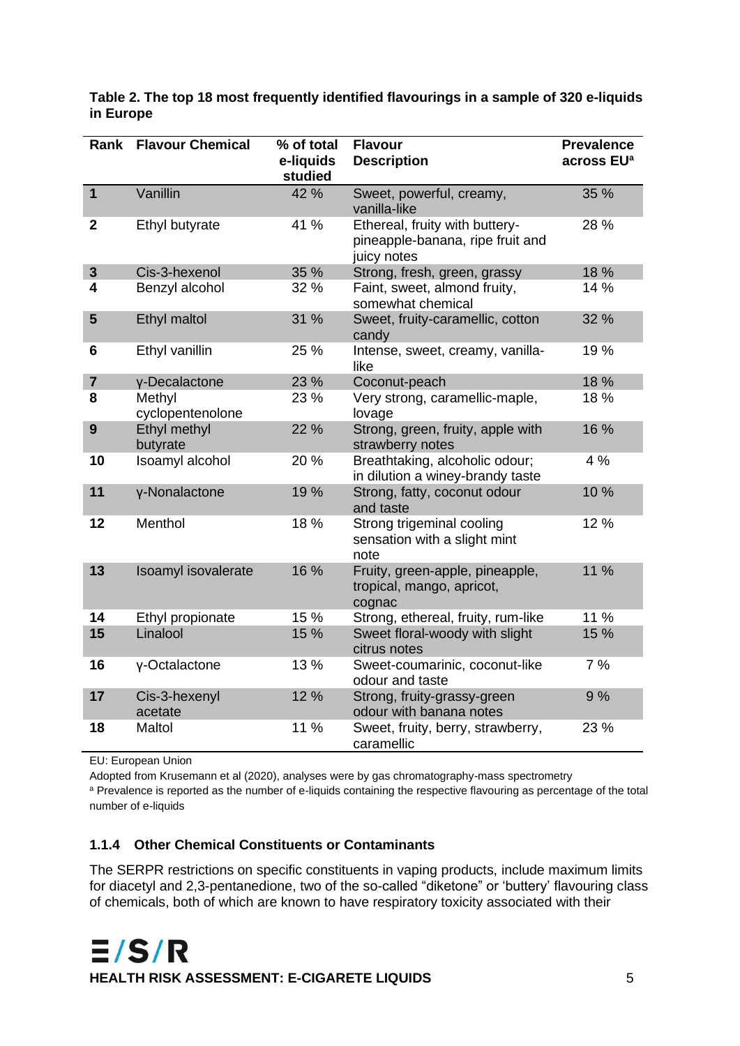**Table 2. The top 18 most frequently identified flavourings in a sample of 320 e-liquids in Europe**

| Rank | Flavour Chemical | % of total e-liquids studied | Flavour Description | Prevalence across EU[a] |
|---|---|---|---|---|
| 1 | Vanillin | 42 % | Sweet, powerful, creamy, vanilla-like | 35 % |
| 2 | Ethyl butyrate | 41 % | Ethereal, fruity with buttery-pineapple-banana, ripe fruit and juicy notes | 28 % |
| 3 | Cis-3-hexenol | 35 % | Strong, fresh, green, grassy | 18 % |
| 4 | Benzyl alcohol | 32 % | Faint, sweet, almond fruity, somewhat chemical | 14 % |
| 5 | Ethyl maltol | 31 % | Sweet, fruity-caramellic, cotton candy | 32 % |
| 6 | Ethyl vanillin | 25 % | Intense, sweet, creamy, vanilla-like | 19 % |
| 7 | γ-Decalactone | 23 % | Coconut-peach | 18 % |
| 8 | Methyl cyclopentenolone | 23 % | Very strong, caramellic-maple, lovage | 18 % |
| 9 | Ethyl methyl butyrate | 22 % | Strong, green, fruity, apple with strawberry notes | 16 % |
| 10 | Isoamyl alcohol | 20 % | Breathtaking, alcoholic odour; in dilution a winey-brandy taste | 4 % |
| 11 | γ-Nonalactone | 19 % | Strong, fatty, coconut odour and taste | 10 % |
| 12 | Menthol | 18 % | Strong trigeminal cooling sensation with a slight mint note | 12 % |
| 13 | Isoamyl isovalerate | 16 % | Fruity, green-apple, pineapple, tropical, mango, apricot, cognac | 11 % |
| 14 | Ethyl propionate | 15 % | Strong, ethereal, fruity, rum-like | 11 % |
| 15 | Linalool | 15 % | Sweet floral-woody with slight citrus notes | 15 % |
| 16 | γ-Octalactone | 13 % | Sweet-coumarinic, coconut-like odour and taste | 7 % |
| 17 | Cis-3-hexenyl acetate | 12 % | Strong, fruity-grassy-green odour with banana notes | 9 % |
| 18 | Maltol | 11 % | Sweet, fruity, berry, strawberry, caramellic | 23 % |

EU: European Union

Adopted from Krusemann et al (2020), analyses were by gas chromatography-mass spectrometry

[a] Prevalence is reported as the number of e-liquids containing the respective flavouring as percentage of the total number of e-liquids

### 1.1.4 Other Chemical Constituents or Contaminants

The SERPR restrictions on specific constituents in vaping products, include maximum limits for diacetyl and 2,3-pentanedione, two of the so-called "diketone" or 'buttery' flavouring class of chemicals, both of which are known to have respiratory toxicity associated with their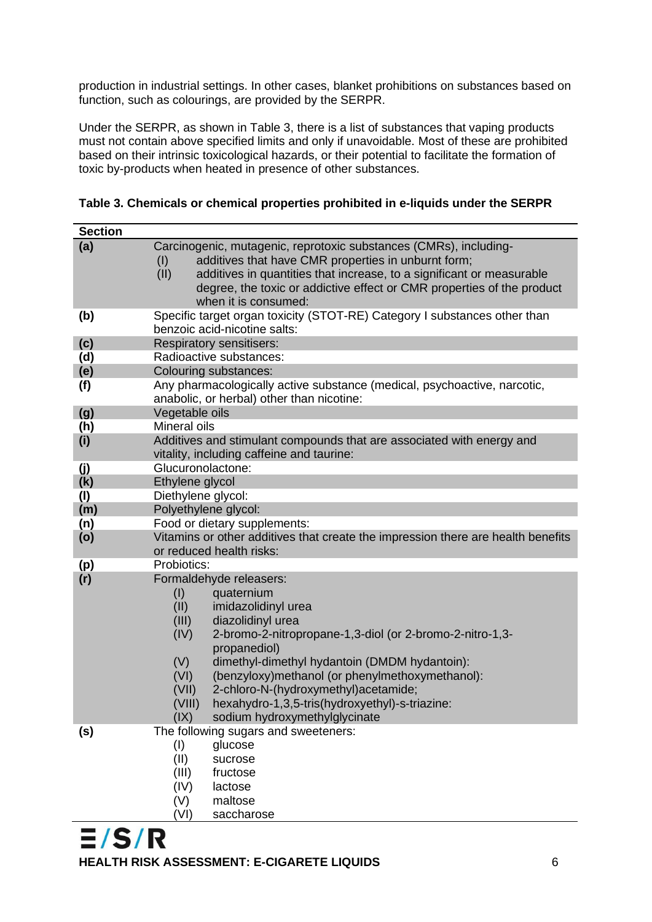production in industrial settings. In other cases, blanket prohibitions on substances based on function, such as colourings, are provided by the SERPR.

Under the SERPR, as shown in Table 3, there is a list of substances that vaping products must not contain above specified limits and only if unavoidable. Most of these are prohibited based on their intrinsic toxicological hazards, or their potential to facilitate the formation of toxic by-products when heated in presence of other substances.

**Table 3. Chemicals or chemical properties prohibited in e-liquids under the SERPR**

| Section | |
|---|---|
| **(a)** | Carcinogenic, mutagenic, reprotoxic substances (CMRs), including-<br>(I) additives that have CMR properties in unburnt form;<br>(II) additives in quantities that increase, to a significant or measurable degree, the toxic or addictive effect or CMR properties of the product when it is consumed: |
| **(b)** | Specific target organ toxicity (STOT-RE) Category I substances other than benzoic acid-nicotine salts: |
| **(c)** | Respiratory sensitisers: |
| **(d)** | Radioactive substances: |
| **(e)** | Colouring substances: |
| **(f)** | Any pharmacologically active substance (medical, psychoactive, narcotic, anabolic, or herbal) other than nicotine: |
| **(g)** | Vegetable oils |
| **(h)** | Mineral oils |
| **(i)** | Additives and stimulant compounds that are associated with energy and vitality, including caffeine and taurine: |
| **(j)** | Glucuronolactone: |
| **(k)** | Ethylene glycol |
| **(l)** | Diethylene glycol: |
| **(m)** | Polyethylene glycol: |
| **(n)** | Food or dietary supplements: |
| **(o)** | Vitamins or other additives that create the impression there are health benefits or reduced health risks: |
| **(p)** | Probiotics: |
| **(r)** | Formaldehyde releasers:<br>(I) quaternium<br>(II) imidazolidinyl urea<br>(III) diazolidinyl urea<br>(IV) 2-bromo-2-nitropropane-1,3-diol (or 2-bromo-2-nitro-1,3-propanediol)<br>(V) dimethyl-dimethyl hydantoin (DMDM hydantoin):<br>(VI) (benzyloxy)methanol (or phenylmethoxymethanol):<br>(VII) 2-chloro-N-(hydroxymethyl)acetamide;<br>(VIII) hexahydro-1,3,5-tris(hydroxyethyl)-s-triazine:<br>(IX) sodium hydroxymethylglycinate |
| **(s)** | The following sugars and sweeteners:<br>(I) glucose<br>(II) sucrose<br>(III) fructose<br>(IV) lactose<br>(V) maltose<br>(VI) saccharose |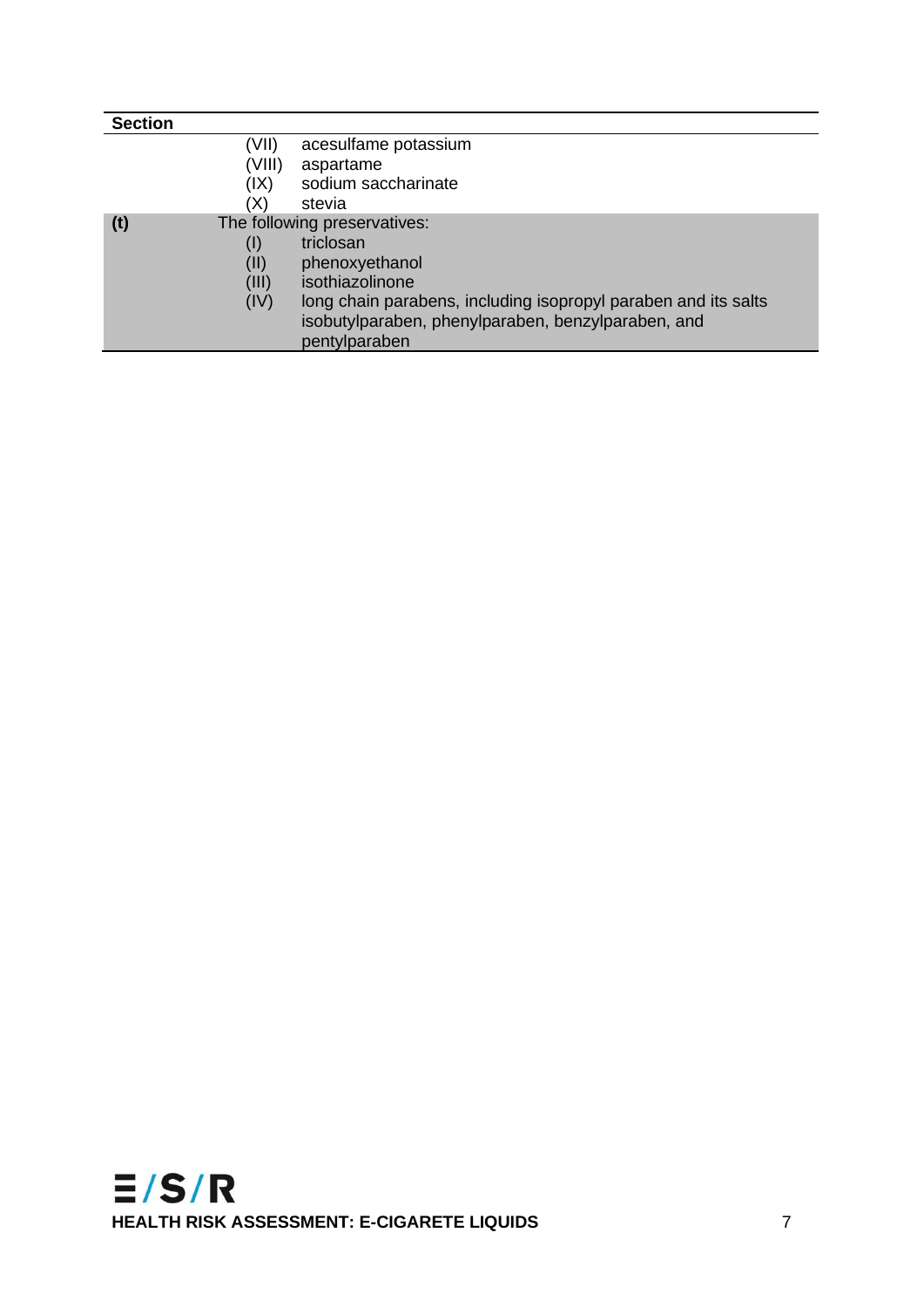| Section | |
|---|---|
| | (VII) acesulfame potassium<br>(VIII) aspartame<br>(IX) sodium saccharinate<br>(X) stevia |
| **(t)** | The following preservatives:<br>(I) triclosan<br>(II) phenoxyethanol<br>(III) isothiazolinone<br>(IV) long chain parabens, including isopropyl paraben and its salts isobutylparaben, phenylparaben, benzylparaben, and pentylparaben |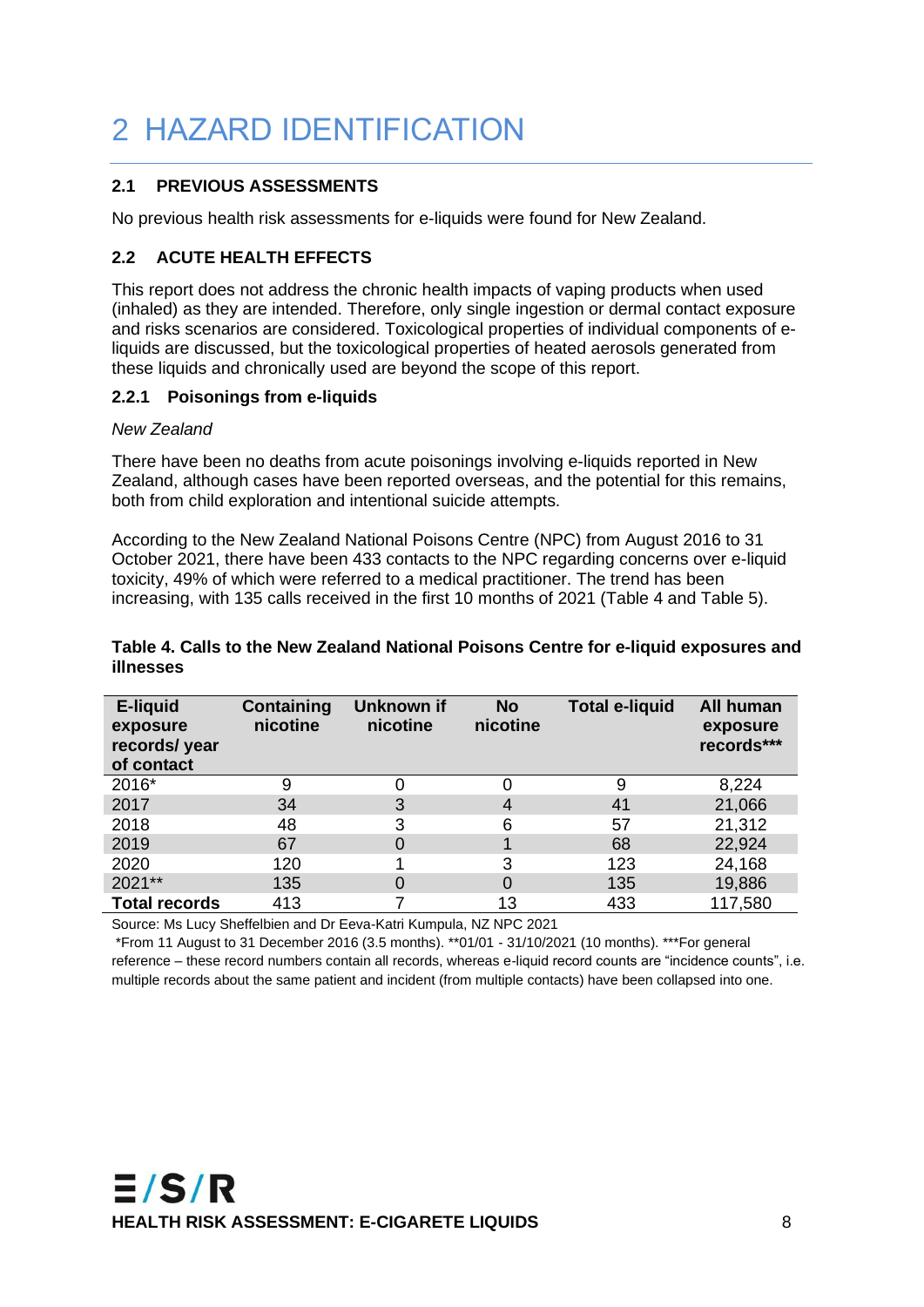# 2 HAZARD IDENTIFICATION

## 2.1 PREVIOUS ASSESSMENTS

No previous health risk assessments for e-liquids were found for New Zealand.

## 2.2 ACUTE HEALTH EFFECTS

This report does not address the chronic health impacts of vaping products when used (inhaled) as they are intended. Therefore, only single ingestion or dermal contact exposure and risks scenarios are considered. Toxicological properties of individual components of e-liquids are discussed, but the toxicological properties of heated aerosols generated from these liquids and chronically used are beyond the scope of this report.

### 2.2.1 Poisonings from e-liquids

*New Zealand*

There have been no deaths from acute poisonings involving e-liquids reported in New Zealand, although cases have been reported overseas, and the potential for this remains, both from child exploration and intentional suicide attempts.

According to the New Zealand National Poisons Centre (NPC) from August 2016 to 31 October 2021, there have been 433 contacts to the NPC regarding concerns over e-liquid toxicity, 49% of which were referred to a medical practitioner. The trend has been increasing, with 135 calls received in the first 10 months of 2021 (Table 4 and Table 5).

**Table 4. Calls to the New Zealand National Poisons Centre for e-liquid exposures and illnesses**

| E-liquid exposure records/ year of contact | Containing nicotine | Unknown if nicotine | No nicotine | Total e-liquid | All human exposure records*** |
|---|---|---|---|---|---|
| 2016* | 9 | 0 | 0 | 9 | 8,224 |
| 2017 | 34 | 3 | 4 | 41 | 21,066 |
| 2018 | 48 | 3 | 6 | 57 | 21,312 |
| 2019 | 67 | 0 | 1 | 68 | 22,924 |
| 2020 | 120 | 1 | 3 | 123 | 24,168 |
| 2021** | 135 | 0 | 0 | 135 | 19,886 |
| **Total records** | 413 | 7 | 13 | 433 | 117,580 |

Source: Ms Lucy Sheffelbien and Dr Eeva-Katri Kumpula, NZ NPC 2021

*From 11 August to 31 December 2016 (3.5 months). **01/01 - 31/10/2021 (10 months). ***For general reference – these record numbers contain all records, whereas e-liquid record counts are "incidence counts", i.e. multiple records about the same patient and incident (from multiple contacts) have been collapsed into one.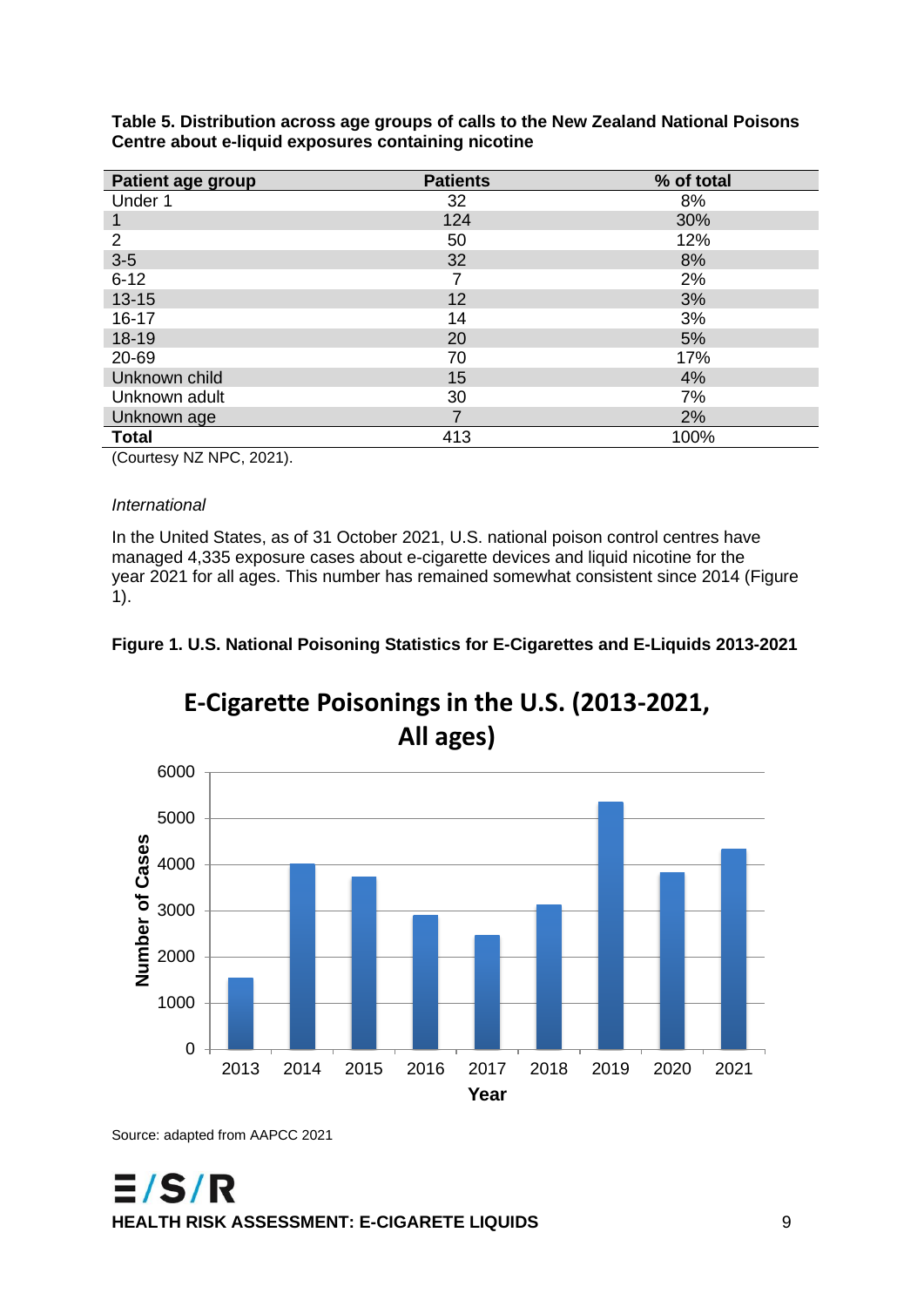**Table 5. Distribution across age groups of calls to the New Zealand National Poisons Centre about e-liquid exposures containing nicotine**

| Patient age group | Patients | % of total |
|---|---|---|
| Under 1 | 32 | 8% |
| 1 | 124 | 30% |
| 2 | 50 | 12% |
| 3-5 | 32 | 8% |
| 6-12 | 7 | 2% |
| 13-15 | 12 | 3% |
| 16-17 | 14 | 3% |
| 18-19 | 20 | 5% |
| 20-69 | 70 | 17% |
| Unknown child | 15 | 4% |
| Unknown adult | 30 | 7% |
| Unknown age | 7 | 2% |
| **Total** | 413 | 100% |

(Courtesy NZ NPC, 2021).

*International*

In the United States, as of 31 October 2021, U.S. national poison control centres have managed 4,335 exposure cases about e-cigarette devices and liquid nicotine for the year 2021 for all ages. This number has remained somewhat consistent since 2014 (Figure 1).

**Figure 1. U.S. National Poisoning Statistics for E-Cigarettes and E-Liquids 2013-2021**

**E-Cigarette Poisonings in the U.S. (2013-2021, All ages)**

Source: adapted from AAPCC 2021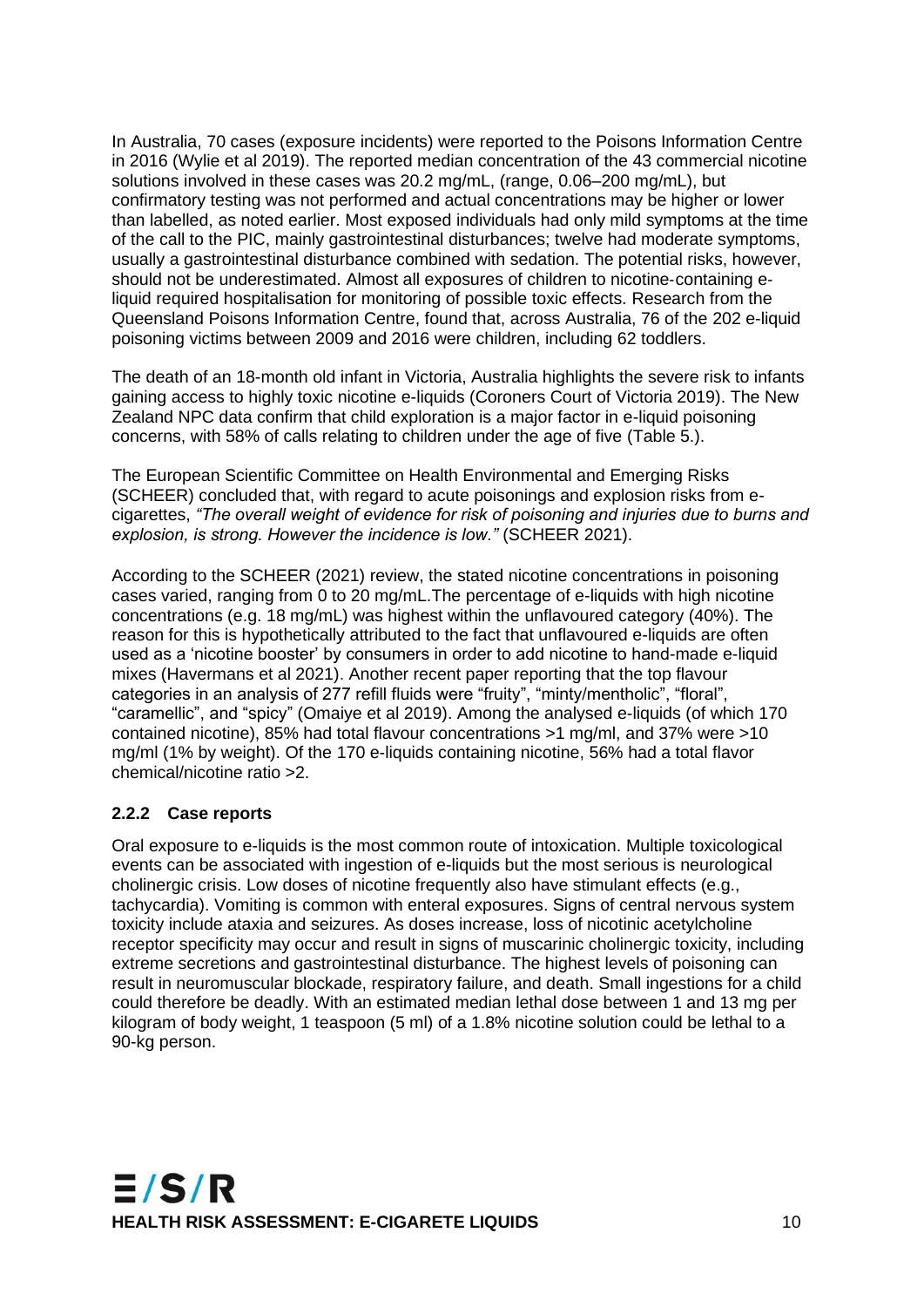In Australia, 70 cases (exposure incidents) were reported to the Poisons Information Centre in 2016 (Wylie et al 2019). The reported median concentration of the 43 commercial nicotine solutions involved in these cases was 20.2 mg/mL, (range, 0.06–200 mg/mL), but confirmatory testing was not performed and actual concentrations may be higher or lower than labelled, as noted earlier. Most exposed individuals had only mild symptoms at the time of the call to the PIC, mainly gastrointestinal disturbances; twelve had moderate symptoms, usually a gastrointestinal disturbance combined with sedation. The potential risks, however, should not be underestimated. Almost all exposures of children to nicotine-containing e-liquid required hospitalisation for monitoring of possible toxic effects. Research from the Queensland Poisons Information Centre, found that, across Australia, 76 of the 202 e-liquid poisoning victims between 2009 and 2016 were children, including 62 toddlers.

The death of an 18-month old infant in Victoria, Australia highlights the severe risk to infants gaining access to highly toxic nicotine e-liquids (Coroners Court of Victoria 2019). The New Zealand NPC data confirm that child exploration is a major factor in e-liquid poisoning concerns, with 58% of calls relating to children under the age of five (Table 5.).

The European Scientific Committee on Health Environmental and Emerging Risks (SCHEER) concluded that, with regard to acute poisonings and explosion risks from e-cigarettes, *"The overall weight of evidence for risk of poisoning and injuries due to burns and explosion, is strong. However the incidence is low."* (SCHEER 2021).

According to the SCHEER (2021) review, the stated nicotine concentrations in poisoning cases varied, ranging from 0 to 20 mg/mL.The percentage of e-liquids with high nicotine concentrations (e.g. 18 mg/mL) was highest within the unflavoured category (40%). The reason for this is hypothetically attributed to the fact that unflavoured e-liquids are often used as a 'nicotine booster' by consumers in order to add nicotine to hand-made e-liquid mixes (Havermans et al 2021). Another recent paper reporting that the top flavour categories in an analysis of 277 refill fluids were "fruity", "minty/mentholic", "floral", "caramellic", and "spicy" (Omaiye et al 2019). Among the analysed e-liquids (of which 170 contained nicotine), 85% had total flavour concentrations >1 mg/ml, and 37% were >10 mg/ml (1% by weight). Of the 170 e-liquids containing nicotine, 56% had a total flavor chemical/nicotine ratio >2.

### 2.2.2 Case reports

Oral exposure to e-liquids is the most common route of intoxication. Multiple toxicological events can be associated with ingestion of e-liquids but the most serious is neurological cholinergic crisis. Low doses of nicotine frequently also have stimulant effects (e.g., tachycardia). Vomiting is common with enteral exposures. Signs of central nervous system toxicity include ataxia and seizures. As doses increase, loss of nicotinic acetylcholine receptor specificity may occur and result in signs of muscarinic cholinergic toxicity, including extreme secretions and gastrointestinal disturbance. The highest levels of poisoning can result in neuromuscular blockade, respiratory failure, and death. Small ingestions for a child could therefore be deadly. With an estimated median lethal dose between 1 and 13 mg per kilogram of body weight, 1 teaspoon (5 ml) of a 1.8% nicotine solution could be lethal to a 90-kg person.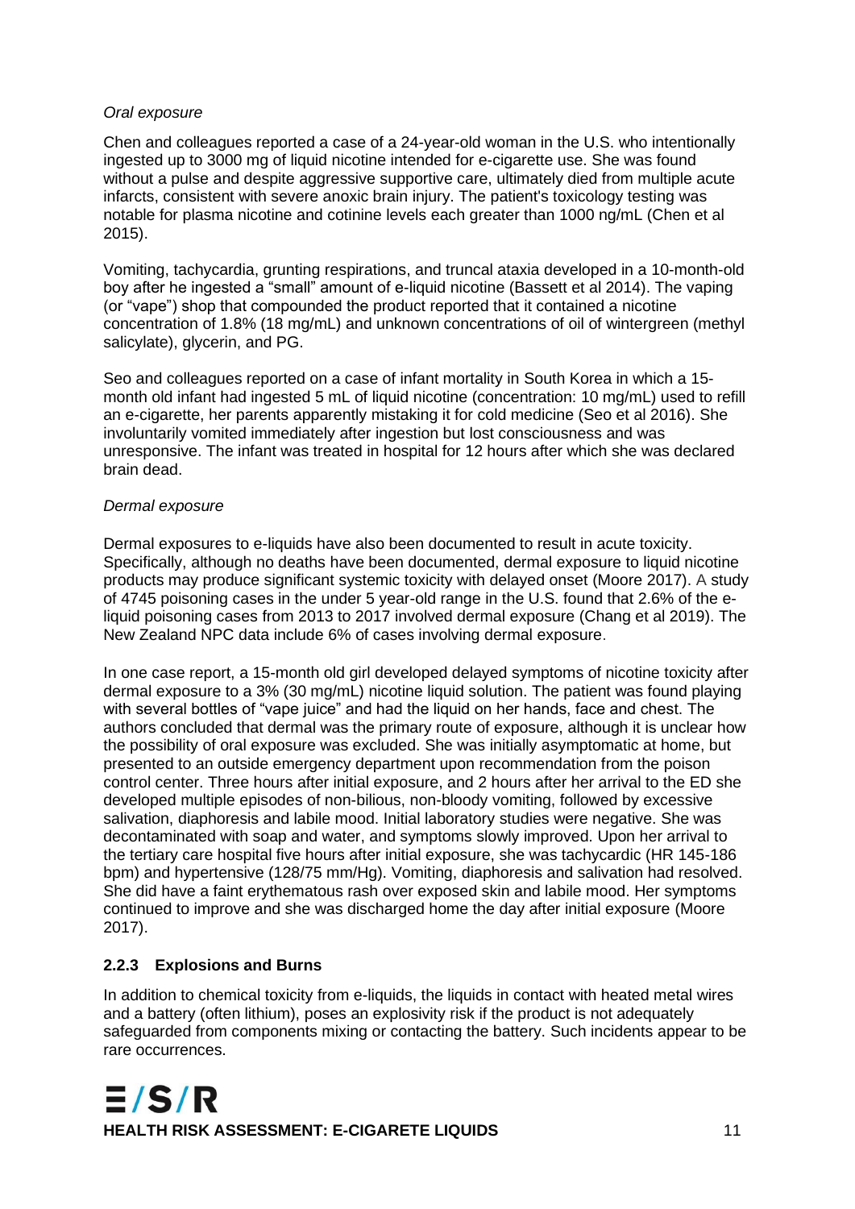*Oral exposure*

Chen and colleagues reported a case of a 24-year-old woman in the U.S. who intentionally ingested up to 3000 mg of liquid nicotine intended for e-cigarette use. She was found without a pulse and despite aggressive supportive care, ultimately died from multiple acute infarcts, consistent with severe anoxic brain injury. The patient's toxicology testing was notable for plasma nicotine and cotinine levels each greater than 1000 ng/mL (Chen et al 2015).

Vomiting, tachycardia, grunting respirations, and truncal ataxia developed in a 10-month-old boy after he ingested a "small" amount of e-liquid nicotine (Bassett et al 2014). The vaping (or "vape") shop that compounded the product reported that it contained a nicotine concentration of 1.8% (18 mg/mL) and unknown concentrations of oil of wintergreen (methyl salicylate), glycerin, and PG.

Seo and colleagues reported on a case of infant mortality in South Korea in which a 15-month old infant had ingested 5 mL of liquid nicotine (concentration: 10 mg/mL) used to refill an e-cigarette, her parents apparently mistaking it for cold medicine (Seo et al 2016). She involuntarily vomited immediately after ingestion but lost consciousness and was unresponsive. The infant was treated in hospital for 12 hours after which she was declared brain dead.

*Dermal exposure*

Dermal exposures to e-liquids have also been documented to result in acute toxicity. Specifically, although no deaths have been documented, dermal exposure to liquid nicotine products may produce significant systemic toxicity with delayed onset (Moore 2017). A study of 4745 poisoning cases in the under 5 year-old range in the U.S. found that 2.6% of the e-liquid poisoning cases from 2013 to 2017 involved dermal exposure (Chang et al 2019). The New Zealand NPC data include 6% of cases involving dermal exposure.

In one case report, a 15-month old girl developed delayed symptoms of nicotine toxicity after dermal exposure to a 3% (30 mg/mL) nicotine liquid solution. The patient was found playing with several bottles of "vape juice" and had the liquid on her hands, face and chest. The authors concluded that dermal was the primary route of exposure, although it is unclear how the possibility of oral exposure was excluded. She was initially asymptomatic at home, but presented to an outside emergency department upon recommendation from the poison control center. Three hours after initial exposure, and 2 hours after her arrival to the ED she developed multiple episodes of non-bilious, non-bloody vomiting, followed by excessive salivation, diaphoresis and labile mood. Initial laboratory studies were negative. She was decontaminated with soap and water, and symptoms slowly improved. Upon her arrival to the tertiary care hospital five hours after initial exposure, she was tachycardic (HR 145-186 bpm) and hypertensive (128/75 mm/Hg). Vomiting, diaphoresis and salivation had resolved. She did have a faint erythematous rash over exposed skin and labile mood. Her symptoms continued to improve and she was discharged home the day after initial exposure (Moore 2017).

### 2.2.3 Explosions and Burns

In addition to chemical toxicity from e-liquids, the liquids in contact with heated metal wires and a battery (often lithium), poses an explosivity risk if the product is not adequately safeguarded from components mixing or contacting the battery. Such incidents appear to be rare occurrences.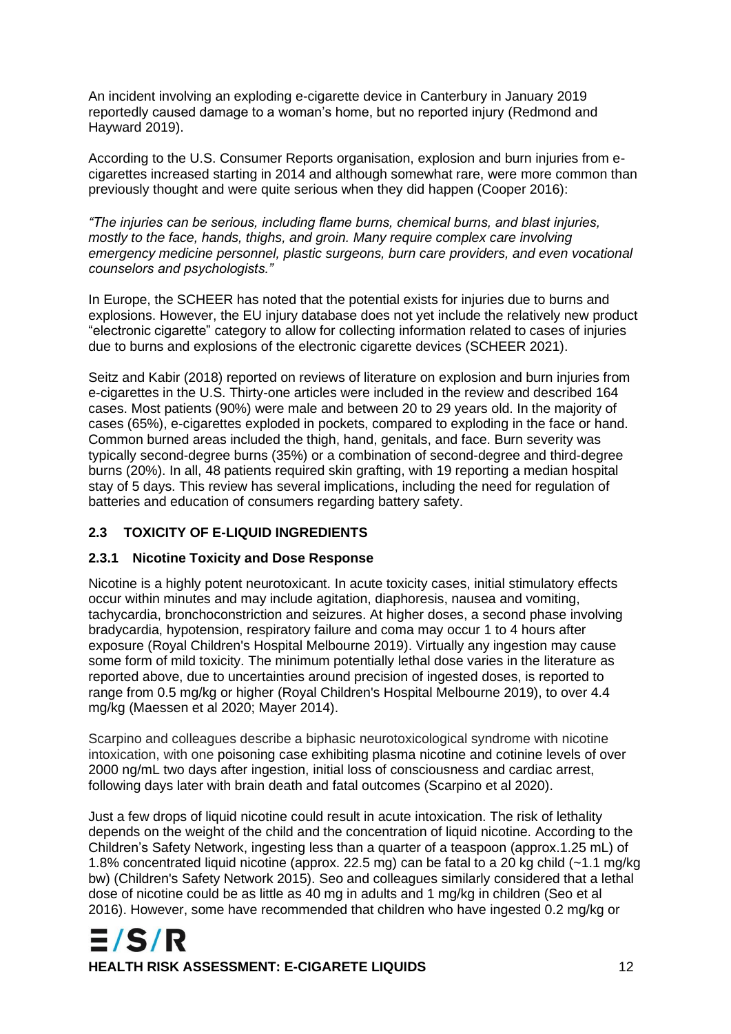An incident involving an exploding e-cigarette device in Canterbury in January 2019 reportedly caused damage to a woman's home, but no reported injury (Redmond and Hayward 2019).

According to the U.S. Consumer Reports organisation, explosion and burn injuries from e-cigarettes increased starting in 2014 and although somewhat rare, were more common than previously thought and were quite serious when they did happen (Cooper 2016):

*"The injuries can be serious, including flame burns, chemical burns, and blast injuries, mostly to the face, hands, thighs, and groin. Many require complex care involving emergency medicine personnel, plastic surgeons, burn care providers, and even vocational counselors and psychologists."*

In Europe, the SCHEER has noted that the potential exists for injuries due to burns and explosions. However, the EU injury database does not yet include the relatively new product "electronic cigarette" category to allow for collecting information related to cases of injuries due to burns and explosions of the electronic cigarette devices (SCHEER 2021).

Seitz and Kabir (2018) reported on reviews of literature on explosion and burn injuries from e-cigarettes in the U.S. Thirty-one articles were included in the review and described 164 cases. Most patients (90%) were male and between 20 to 29 years old. In the majority of cases (65%), e-cigarettes exploded in pockets, compared to exploding in the face or hand. Common burned areas included the thigh, hand, genitals, and face. Burn severity was typically second-degree burns (35%) or a combination of second-degree and third-degree burns (20%). In all, 48 patients required skin grafting, with 19 reporting a median hospital stay of 5 days. This review has several implications, including the need for regulation of batteries and education of consumers regarding battery safety.

## 2.3 TOXICITY OF E-LIQUID INGREDIENTS

### 2.3.1 Nicotine Toxicity and Dose Response

Nicotine is a highly potent neurotoxicant. In acute toxicity cases, initial stimulatory effects occur within minutes and may include agitation, diaphoresis, nausea and vomiting, tachycardia, bronchoconstriction and seizures. At higher doses, a second phase involving bradycardia, hypotension, respiratory failure and coma may occur 1 to 4 hours after exposure (Royal Children's Hospital Melbourne 2019). Virtually any ingestion may cause some form of mild toxicity. The minimum potentially lethal dose varies in the literature as reported above, due to uncertainties around precision of ingested doses, is reported to range from 0.5 mg/kg or higher (Royal Children's Hospital Melbourne 2019), to over 4.4 mg/kg (Maessen et al 2020; Mayer 2014).

Scarpino and colleagues describe a biphasic neurotoxicological syndrome with nicotine intoxication, with one poisoning case exhibiting plasma nicotine and cotinine levels of over 2000 ng/mL two days after ingestion, initial loss of consciousness and cardiac arrest, following days later with brain death and fatal outcomes (Scarpino et al 2020).

Just a few drops of liquid nicotine could result in acute intoxication. The risk of lethality depends on the weight of the child and the concentration of liquid nicotine. According to the Children's Safety Network, ingesting less than a quarter of a teaspoon (approx.1.25 mL) of 1.8% concentrated liquid nicotine (approx. 22.5 mg) can be fatal to a 20 kg child (~1.1 mg/kg bw) (Children's Safety Network 2015). Seo and colleagues similarly considered that a lethal dose of nicotine could be as little as 40 mg in adults and 1 mg/kg in children (Seo et al 2016). However, some have recommended that children who have ingested 0.2 mg/kg or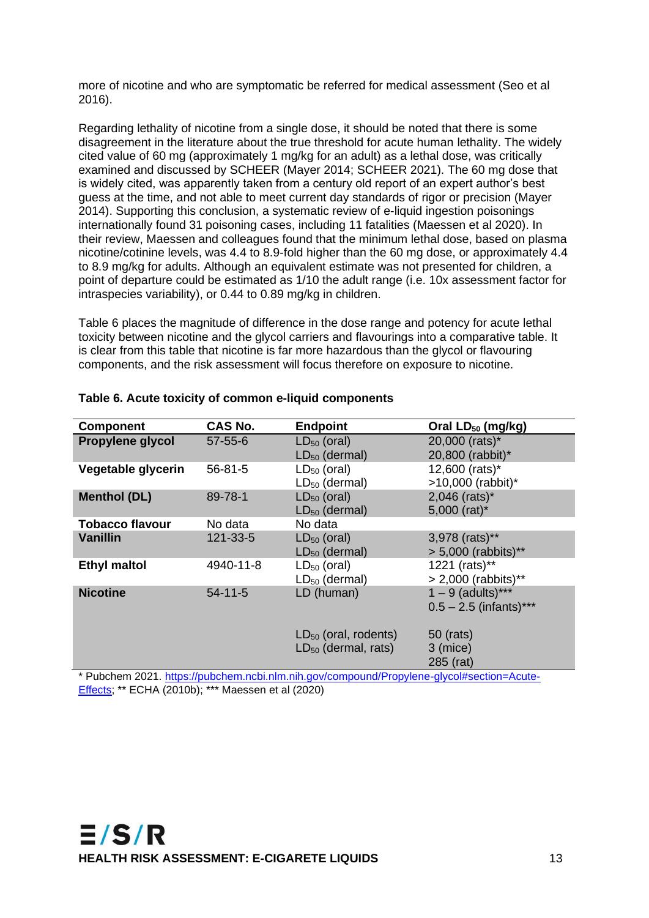more of nicotine and who are symptomatic be referred for medical assessment (Seo et al 2016).

Regarding lethality of nicotine from a single dose, it should be noted that there is some disagreement in the literature about the true threshold for acute human lethality. The widely cited value of 60 mg (approximately 1 mg/kg for an adult) as a lethal dose, was critically examined and discussed by SCHEER (Mayer 2014; SCHEER 2021). The 60 mg dose that is widely cited, was apparently taken from a century old report of an expert author's best guess at the time, and not able to meet current day standards of rigor or precision (Mayer 2014). Supporting this conclusion, a systematic review of e-liquid ingestion poisonings internationally found 31 poisoning cases, including 11 fatalities (Maessen et al 2020). In their review, Maessen and colleagues found that the minimum lethal dose, based on plasma nicotine/cotinine levels, was 4.4 to 8.9-fold higher than the 60 mg dose, or approximately 4.4 to 8.9 mg/kg for adults. Although an equivalent estimate was not presented for children, a point of departure could be estimated as 1/10 the adult range (i.e. 10x assessment factor for intraspecies variability), or 0.44 to 0.89 mg/kg in children.

Table 6 places the magnitude of difference in the dose range and potency for acute lethal toxicity between nicotine and the glycol carriers and flavourings into a comparative table. It is clear from this table that nicotine is far more hazardous than the glycol or flavouring components, and the risk assessment will focus therefore on exposure to nicotine.

**Table 6. Acute toxicity of common e-liquid components**

| Component | CAS No. | Endpoint | Oral $LD_{50}$ (mg/kg) |
|---|---|---|---|
| **Propylene glycol** | 57-55-6 | $LD_{50}$ (oral)<br>$LD_{50}$ (dermal) | 20,000 (rats)*<br>20,800 (rabbit)* |
| **Vegetable glycerin** | 56-81-5 | $LD_{50}$ (oral)<br>$LD_{50}$ (dermal) | 12,600 (rats)*<br>>10,000 (rabbit)* |
| **Menthol (DL)** | 89-78-1 | $LD_{50}$ (oral)<br>$LD_{50}$ (dermal) | 2,046 (rats)*<br>5,000 (rat)* |
| **Tobacco flavour** | No data | No data | |
| **Vanillin** | 121-33-5 | $LD_{50}$ (oral)<br>$LD_{50}$ (dermal) | 3,978 (rats)**<br>> 5,000 (rabbits)** |
| **Ethyl maltol** | 4940-11-8 | $LD_{50}$ (oral)<br>$LD_{50}$ (dermal) | 1221 (rats)**<br>> 2,000 (rabbits)** |
| **Nicotine** | 54-11-5 | LD (human)<br><br>$LD_{50}$ (oral, rodents)<br>$LD_{50}$ (dermal, rats) | 1 – 9 (adults)***<br>0.5 – 2.5 (infants)***<br>50 (rats)<br>3 (mice)<br>285 (rat) |

* Pubchem 2021. https://pubchem.ncbi.nlm.nih.gov/compound/Propylene-glycol#section=Acute-Effects; ** ECHA (2010b); *** Maessen et al (2020)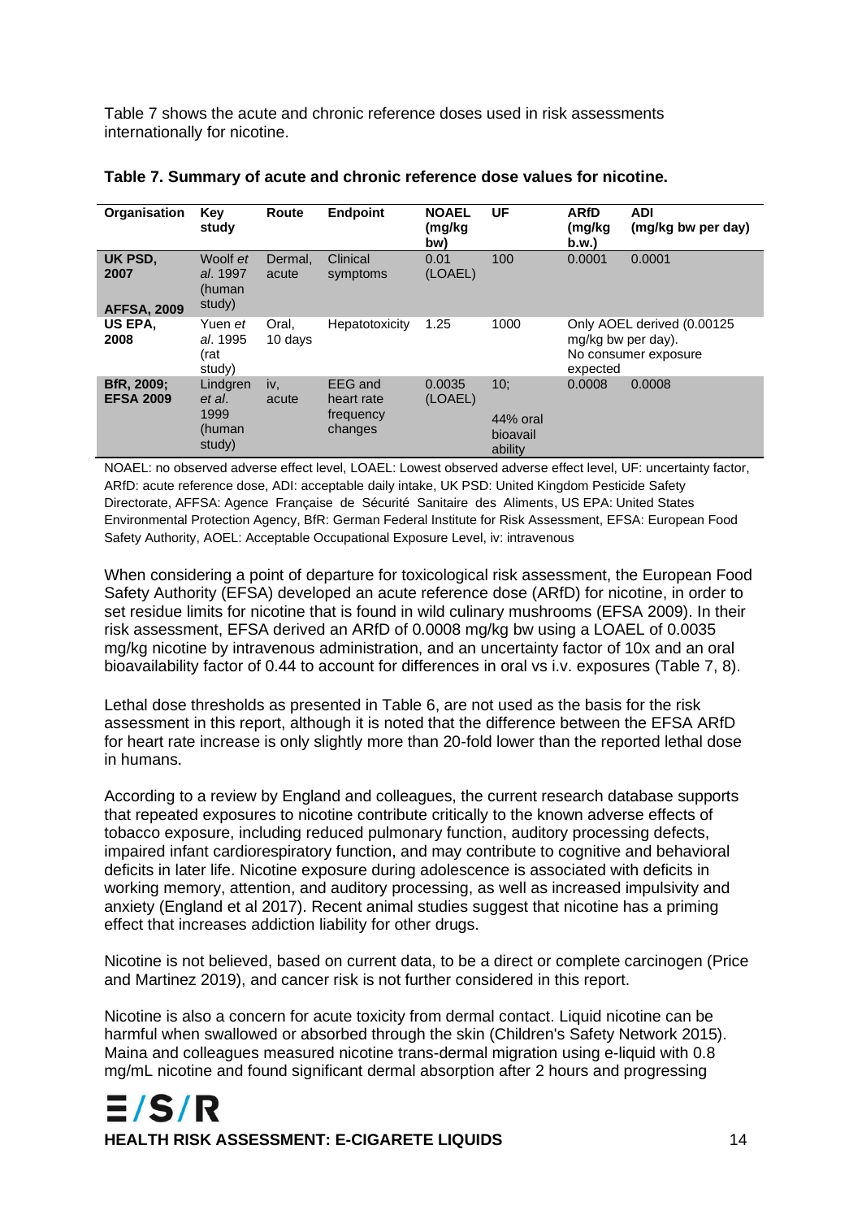Table 7 shows the acute and chronic reference doses used in risk assessments internationally for nicotine.

**Table 7. Summary of acute and chronic reference dose values for nicotine.**

| Organisation | Key study | Route | Endpoint | NOAEL (mg/kg bw) | UF | ARfD (mg/kg b.w.) | ADI (mg/kg bw per day) |
|---|---|---|---|---|---|---|---|
| **UK PSD, 2007** **AFFSA, 2009** | Woolf *et al*. 1997 (human study) | Dermal, acute | Clinical symptoms | 0.01 (LOAEL) | 100 | 0.0001 | 0.0001 |
| **US EPA, 2008** | Yuen *et al*. 1995 (rat study) | Oral, 10 days | Hepatotoxicity | 1.25 | 1000 | Only AOEL derived (0.00125 mg/kg bw per day). No consumer exposure expected | |
| **BfR, 2009; EFSA 2009** | Lindgren *et al*. 1999 (human study) | iv, acute | EEG and heart rate frequency changes | 0.0035 (LOAEL) | 10; 44% oral bioavailability | 0.0008 | 0.0008 |

NOAEL: no observed adverse effect level, LOAEL: Lowest observed adverse effect level, UF: uncertainty factor, ARfD: acute reference dose, ADI: acceptable daily intake, UK PSD: United Kingdom Pesticide Safety Directorate, AFFSA: Agence Française de Sécurité Sanitaire des Aliments, US EPA: United States Environmental Protection Agency, BfR: German Federal Institute for Risk Assessment, EFSA: European Food Safety Authority, AOEL: Acceptable Occupational Exposure Level, iv: intravenous

When considering a point of departure for toxicological risk assessment, the European Food Safety Authority (EFSA) developed an acute reference dose (ARfD) for nicotine, in order to set residue limits for nicotine that is found in wild culinary mushrooms (EFSA 2009). In their risk assessment, EFSA derived an ARfD of 0.0008 mg/kg bw using a LOAEL of 0.0035 mg/kg nicotine by intravenous administration, and an uncertainty factor of 10x and an oral bioavailability factor of 0.44 to account for differences in oral vs i.v. exposures (Table 7, 8).

Lethal dose thresholds as presented in Table 6, are not used as the basis for the risk assessment in this report, although it is noted that the difference between the EFSA ARfD for heart rate increase is only slightly more than 20-fold lower than the reported lethal dose in humans.

According to a review by England and colleagues, the current research database supports that repeated exposures to nicotine contribute critically to the known adverse effects of tobacco exposure, including reduced pulmonary function, auditory processing defects, impaired infant cardiorespiratory function, and may contribute to cognitive and behavioral deficits in later life. Nicotine exposure during adolescence is associated with deficits in working memory, attention, and auditory processing, as well as increased impulsivity and anxiety (England et al 2017). Recent animal studies suggest that nicotine has a priming effect that increases addiction liability for other drugs.

Nicotine is not believed, based on current data, to be a direct or complete carcinogen (Price and Martinez 2019), and cancer risk is not further considered in this report.

Nicotine is also a concern for acute toxicity from dermal contact. Liquid nicotine can be harmful when swallowed or absorbed through the skin (Children's Safety Network 2015). Maina and colleagues measured nicotine trans-dermal migration using e-liquid with 0.8 mg/mL nicotine and found significant dermal absorption after 2 hours and progressing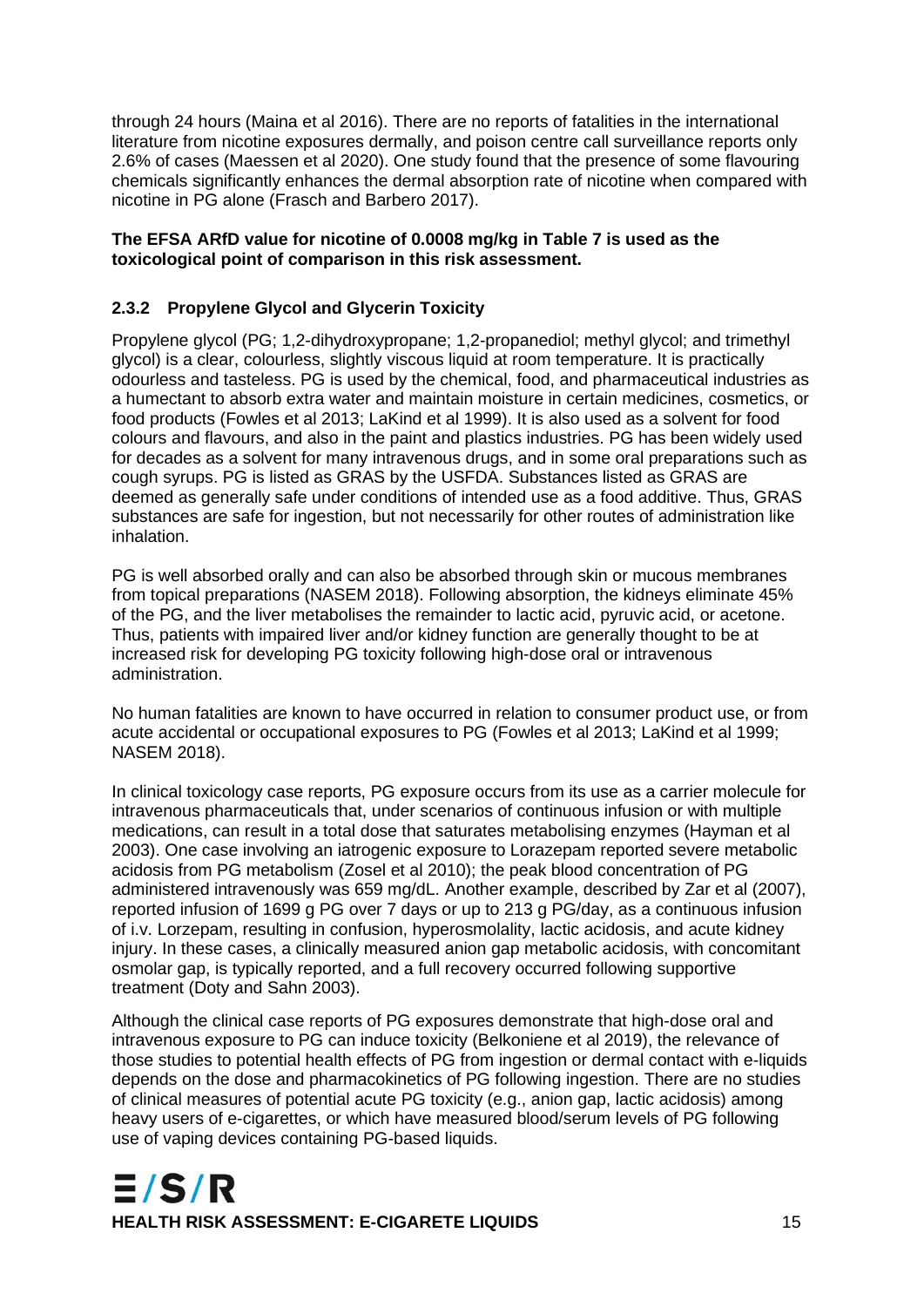through 24 hours (Maina et al 2016). There are no reports of fatalities in the international literature from nicotine exposures dermally, and poison centre call surveillance reports only 2.6% of cases (Maessen et al 2020). One study found that the presence of some flavouring chemicals significantly enhances the dermal absorption rate of nicotine when compared with nicotine in PG alone (Frasch and Barbero 2017).

**The EFSA ARfD value for nicotine of 0.0008 mg/kg in Table 7 is used as the toxicological point of comparison in this risk assessment.**

### 2.3.2 Propylene Glycol and Glycerin Toxicity

Propylene glycol (PG; 1,2-dihydroxypropane; 1,2-propanediol; methyl glycol; and trimethyl glycol) is a clear, colourless, slightly viscous liquid at room temperature. It is practically odourless and tasteless. PG is used by the chemical, food, and pharmaceutical industries as a humectant to absorb extra water and maintain moisture in certain medicines, cosmetics, or food products (Fowles et al 2013; LaKind et al 1999). It is also used as a solvent for food colours and flavours, and also in the paint and plastics industries. PG has been widely used for decades as a solvent for many intravenous drugs, and in some oral preparations such as cough syrups. PG is listed as GRAS by the USFDA. Substances listed as GRAS are deemed as generally safe under conditions of intended use as a food additive. Thus, GRAS substances are safe for ingestion, but not necessarily for other routes of administration like inhalation.

PG is well absorbed orally and can also be absorbed through skin or mucous membranes from topical preparations (NASEM 2018). Following absorption, the kidneys eliminate 45% of the PG, and the liver metabolises the remainder to lactic acid, pyruvic acid, or acetone. Thus, patients with impaired liver and/or kidney function are generally thought to be at increased risk for developing PG toxicity following high-dose oral or intravenous administration.

No human fatalities are known to have occurred in relation to consumer product use, or from acute accidental or occupational exposures to PG (Fowles et al 2013; LaKind et al 1999; NASEM 2018).

In clinical toxicology case reports, PG exposure occurs from its use as a carrier molecule for intravenous pharmaceuticals that, under scenarios of continuous infusion or with multiple medications, can result in a total dose that saturates metabolising enzymes (Hayman et al 2003). One case involving an iatrogenic exposure to Lorazepam reported severe metabolic acidosis from PG metabolism (Zosel et al 2010); the peak blood concentration of PG administered intravenously was 659 mg/dL. Another example, described by Zar et al (2007), reported infusion of 1699 g PG over 7 days or up to 213 g PG/day, as a continuous infusion of i.v. Lorzepam, resulting in confusion, hyperosmolality, lactic acidosis, and acute kidney injury. In these cases, a clinically measured anion gap metabolic acidosis, with concomitant osmolar gap, is typically reported, and a full recovery occurred following supportive treatment (Doty and Sahn 2003).

Although the clinical case reports of PG exposures demonstrate that high-dose oral and intravenous exposure to PG can induce toxicity (Belkoniene et al 2019), the relevance of those studies to potential health effects of PG from ingestion or dermal contact with e-liquids depends on the dose and pharmacokinetics of PG following ingestion. There are no studies of clinical measures of potential acute PG toxicity (e.g., anion gap, lactic acidosis) among heavy users of e-cigarettes, or which have measured blood/serum levels of PG following use of vaping devices containing PG-based liquids.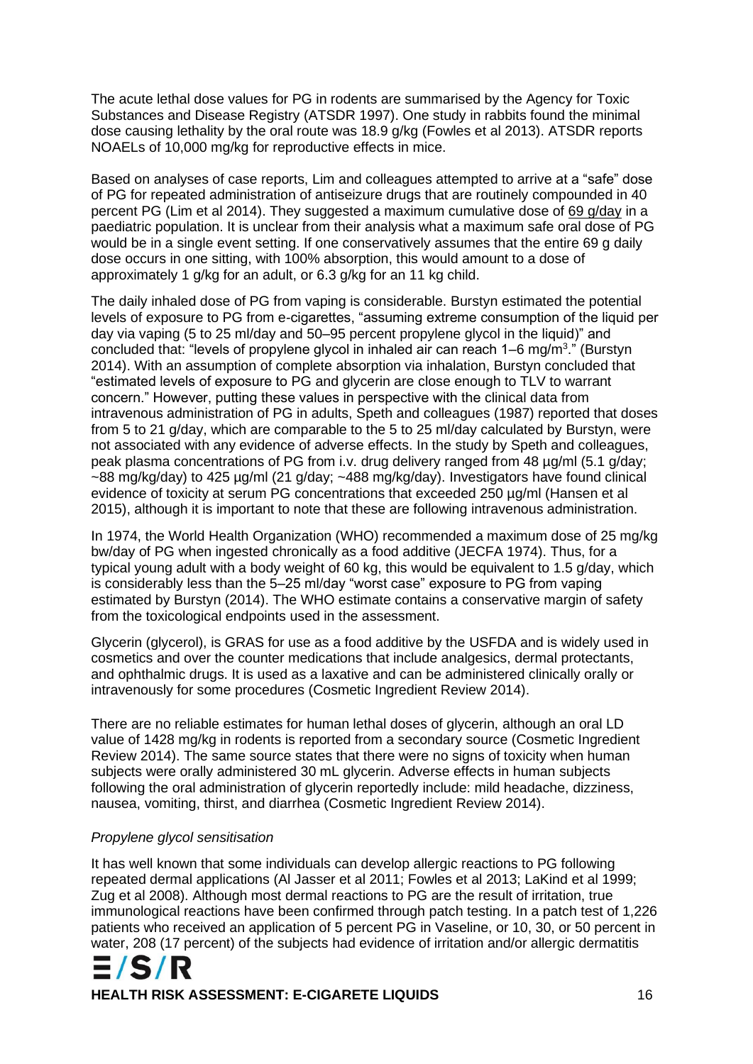The acute lethal dose values for PG in rodents are summarised by the Agency for Toxic Substances and Disease Registry (ATSDR 1997). One study in rabbits found the minimal dose causing lethality by the oral route was 18.9 g/kg (Fowles et al 2013). ATSDR reports NOAELs of 10,000 mg/kg for reproductive effects in mice.

Based on analyses of case reports, Lim and colleagues attempted to arrive at a "safe" dose of PG for repeated administration of antiseizure drugs that are routinely compounded in 40 percent PG (Lim et al 2014). They suggested a maximum cumulative dose of 69 g/day in a paediatric population. It is unclear from their analysis what a maximum safe oral dose of PG would be in a single event setting. If one conservatively assumes that the entire 69 g daily dose occurs in one sitting, with 100% absorption, this would amount to a dose of approximately 1 g/kg for an adult, or 6.3 g/kg for an 11 kg child.

The daily inhaled dose of PG from vaping is considerable. Burstyn estimated the potential levels of exposure to PG from e-cigarettes, "assuming extreme consumption of the liquid per day via vaping (5 to 25 ml/day and 50–95 percent propylene glycol in the liquid)" and concluded that: "levels of propylene glycol in inhaled air can reach 1–6 mg/m$^3$." (Burstyn 2014). With an assumption of complete absorption via inhalation, Burstyn concluded that "estimated levels of exposure to PG and glycerin are close enough to TLV to warrant concern." However, putting these values in perspective with the clinical data from intravenous administration of PG in adults, Speth and colleagues (1987) reported that doses from 5 to 21 g/day, which are comparable to the 5 to 25 ml/day calculated by Burstyn, were not associated with any evidence of adverse effects. In the study by Speth and colleagues, peak plasma concentrations of PG from i.v. drug delivery ranged from 48 µg/ml (5.1 g/day; ~88 mg/kg/day) to 425 µg/ml (21 g/day; ~488 mg/kg/day). Investigators have found clinical evidence of toxicity at serum PG concentrations that exceeded 250 µg/ml (Hansen et al 2015), although it is important to note that these are following intravenous administration.

In 1974, the World Health Organization (WHO) recommended a maximum dose of 25 mg/kg bw/day of PG when ingested chronically as a food additive (JECFA 1974). Thus, for a typical young adult with a body weight of 60 kg, this would be equivalent to 1.5 g/day, which is considerably less than the 5–25 ml/day "worst case" exposure to PG from vaping estimated by Burstyn (2014). The WHO estimate contains a conservative margin of safety from the toxicological endpoints used in the assessment.

Glycerin (glycerol), is GRAS for use as a food additive by the USFDA and is widely used in cosmetics and over the counter medications that include analgesics, dermal protectants, and ophthalmic drugs. It is used as a laxative and can be administered clinically orally or intravenously for some procedures (Cosmetic Ingredient Review 2014).

There are no reliable estimates for human lethal doses of glycerin, although an oral LD value of 1428 mg/kg in rodents is reported from a secondary source (Cosmetic Ingredient Review 2014). The same source states that there were no signs of toxicity when human subjects were orally administered 30 mL glycerin. Adverse effects in human subjects following the oral administration of glycerin reportedly include: mild headache, dizziness, nausea, vomiting, thirst, and diarrhea (Cosmetic Ingredient Review 2014).

*Propylene glycol sensitisation*

It has well known that some individuals can develop allergic reactions to PG following repeated dermal applications (Al Jasser et al 2011; Fowles et al 2013; LaKind et al 1999; Zug et al 2008). Although most dermal reactions to PG are the result of irritation, true immunological reactions have been confirmed through patch testing. In a patch test of 1,226 patients who received an application of 5 percent PG in Vaseline, or 10, 30, or 50 percent in water, 208 (17 percent) of the subjects had evidence of irritation and/or allergic dermatitis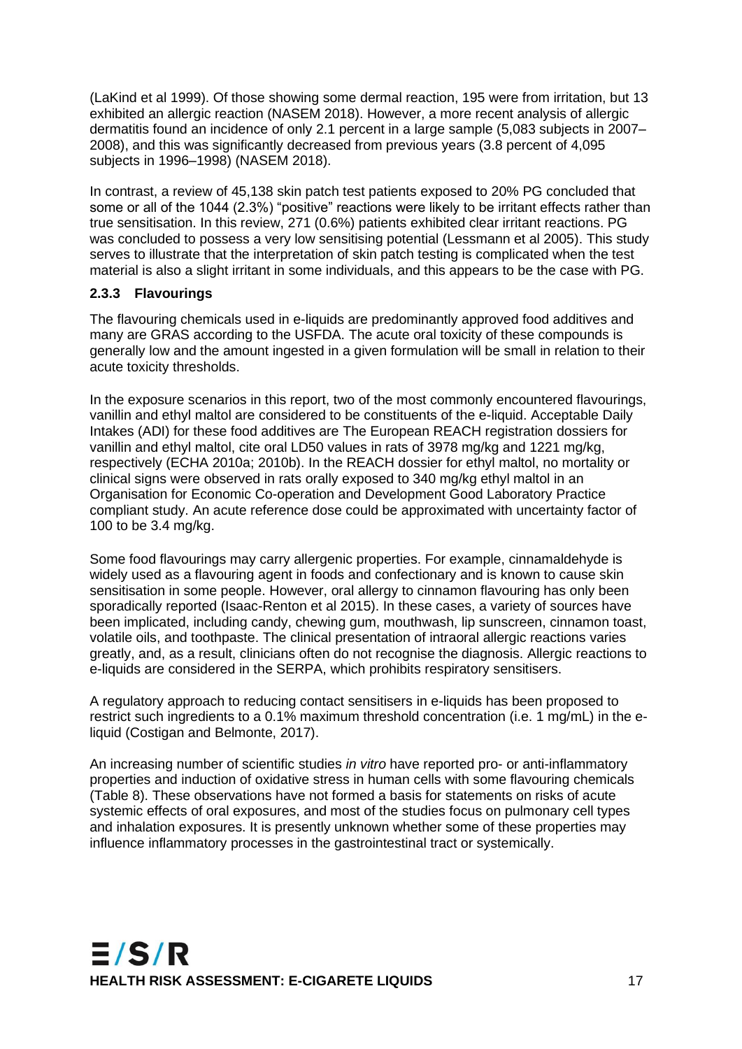(LaKind et al 1999). Of those showing some dermal reaction, 195 were from irritation, but 13 exhibited an allergic reaction (NASEM 2018). However, a more recent analysis of allergic dermatitis found an incidence of only 2.1 percent in a large sample (5,083 subjects in 2007–2008), and this was significantly decreased from previous years (3.8 percent of 4,095 subjects in 1996–1998) (NASEM 2018).

In contrast, a review of 45,138 skin patch test patients exposed to 20% PG concluded that some or all of the 1044 (2.3%) "positive" reactions were likely to be irritant effects rather than true sensitisation. In this review, 271 (0.6%) patients exhibited clear irritant reactions. PG was concluded to possess a very low sensitising potential (Lessmann et al 2005). This study serves to illustrate that the interpretation of skin patch testing is complicated when the test material is also a slight irritant in some individuals, and this appears to be the case with PG.

### 2.3.3 Flavourings

The flavouring chemicals used in e-liquids are predominantly approved food additives and many are GRAS according to the USFDA. The acute oral toxicity of these compounds is generally low and the amount ingested in a given formulation will be small in relation to their acute toxicity thresholds.

In the exposure scenarios in this report, two of the most commonly encountered flavourings, vanillin and ethyl maltol are considered to be constituents of the e-liquid. Acceptable Daily Intakes (ADI) for these food additives are The European REACH registration dossiers for vanillin and ethyl maltol, cite oral LD50 values in rats of 3978 mg/kg and 1221 mg/kg, respectively (ECHA 2010a; 2010b). In the REACH dossier for ethyl maltol, no mortality or clinical signs were observed in rats orally exposed to 340 mg/kg ethyl maltol in an Organisation for Economic Co-operation and Development Good Laboratory Practice compliant study. An acute reference dose could be approximated with uncertainty factor of 100 to be 3.4 mg/kg.

Some food flavourings may carry allergenic properties. For example, cinnamaldehyde is widely used as a flavouring agent in foods and confectionary and is known to cause skin sensitisation in some people. However, oral allergy to cinnamon flavouring has only been sporadically reported (Isaac-Renton et al 2015). In these cases, a variety of sources have been implicated, including candy, chewing gum, mouthwash, lip sunscreen, cinnamon toast, volatile oils, and toothpaste. The clinical presentation of intraoral allergic reactions varies greatly, and, as a result, clinicians often do not recognise the diagnosis. Allergic reactions to e-liquids are considered in the SERPA, which prohibits respiratory sensitisers.

A regulatory approach to reducing contact sensitisers in e-liquids has been proposed to restrict such ingredients to a 0.1% maximum threshold concentration (i.e. 1 mg/mL) in the e-liquid (Costigan and Belmonte, 2017).

An increasing number of scientific studies *in vitro* have reported pro- or anti-inflammatory properties and induction of oxidative stress in human cells with some flavouring chemicals (Table 8). These observations have not formed a basis for statements on risks of acute systemic effects of oral exposures, and most of the studies focus on pulmonary cell types and inhalation exposures. It is presently unknown whether some of these properties may influence inflammatory processes in the gastrointestinal tract or systemically.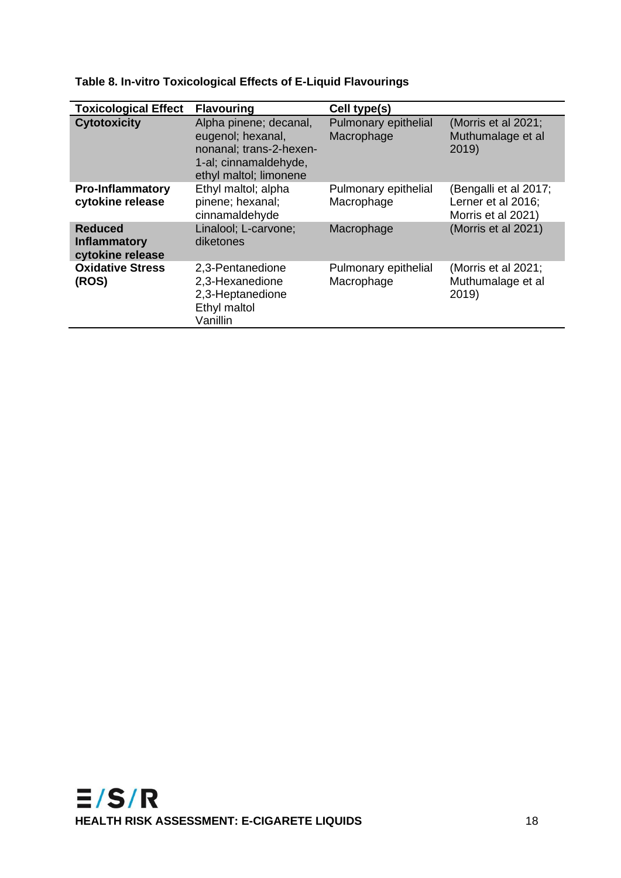**Table 8. In-vitro Toxicological Effects of E-Liquid Flavourings**

| Toxicological Effect | Flavouring | Cell type(s) | |
|---|---|---|---|
| **Cytotoxicity** | Alpha pinene; decanal, eugenol; hexanal, nonanal; trans-2-hexen-1-al; cinnamaldehyde, ethyl maltol; limonene | Pulmonary epithelial Macrophage | (Morris et al 2021; Muthumalage et al 2019) |
| **Pro-Inflammatory cytokine release** | Ethyl maltol; alpha pinene; hexanal; cinnamaldehyde | Pulmonary epithelial Macrophage | (Bengalli et al 2017; Lerner et al 2016; Morris et al 2021) |
| **Reduced Inflammatory cytokine release** | Linalool; L-carvone; diketones | Macrophage | (Morris et al 2021) |
| **Oxidative Stress (ROS)** | 2,3-Pentanedione 2,3-Hexanedione 2,3-Heptanedione Ethyl maltol Vanillin | Pulmonary epithelial Macrophage | (Morris et al 2021; Muthumalage et al 2019) |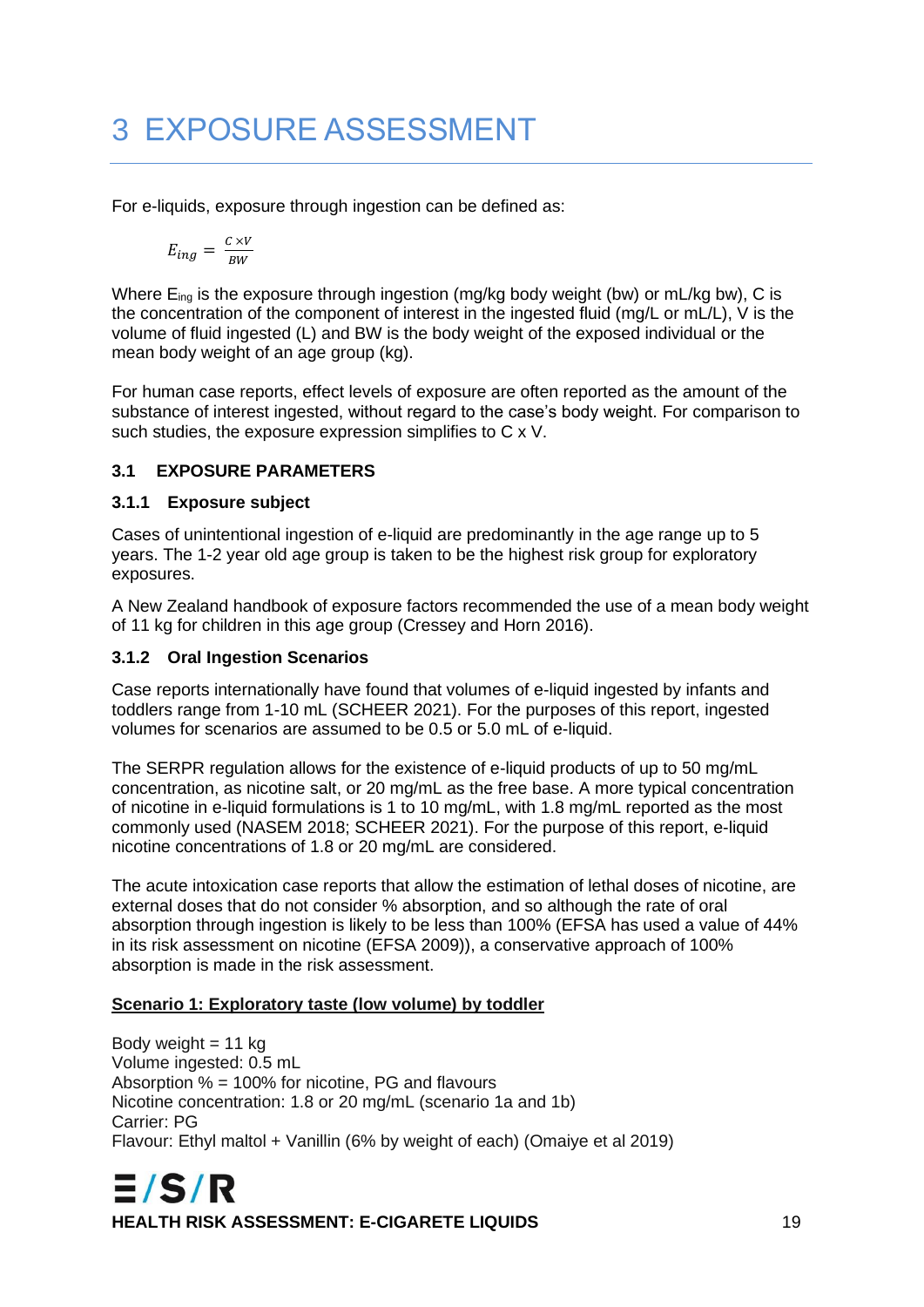# 3 EXPOSURE ASSESSMENT

For e-liquids, exposure through ingestion can be defined as:

$$E_{ing} = \frac{C \times V}{BW}$$

Where $E_{ing}$ is the exposure through ingestion (mg/kg body weight (bw) or mL/kg bw), C is the concentration of the component of interest in the ingested fluid (mg/L or mL/L), V is the volume of fluid ingested (L) and BW is the body weight of the exposed individual or the mean body weight of an age group (kg).

For human case reports, effect levels of exposure are often reported as the amount of the substance of interest ingested, without regard to the case's body weight. For comparison to such studies, the exposure expression simplifies to C x V.

## 3.1 EXPOSURE PARAMETERS

### 3.1.1 Exposure subject

Cases of unintentional ingestion of e-liquid are predominantly in the age range up to 5 years. The 1-2 year old age group is taken to be the highest risk group for exploratory exposures.

A New Zealand handbook of exposure factors recommended the use of a mean body weight of 11 kg for children in this age group (Cressey and Horn 2016).

### 3.1.2 Oral Ingestion Scenarios

Case reports internationally have found that volumes of e-liquid ingested by infants and toddlers range from 1-10 mL (SCHEER 2021). For the purposes of this report, ingested volumes for scenarios are assumed to be 0.5 or 5.0 mL of e-liquid.

The SERPR regulation allows for the existence of e-liquid products of up to 50 mg/mL concentration, as nicotine salt, or 20 mg/mL as the free base. A more typical concentration of nicotine in e-liquid formulations is 1 to 10 mg/mL, with 1.8 mg/mL reported as the most commonly used (NASEM 2018; SCHEER 2021). For the purpose of this report, e-liquid nicotine concentrations of 1.8 or 20 mg/mL are considered.

The acute intoxication case reports that allow the estimation of lethal doses of nicotine, are external doses that do not consider % absorption, and so although the rate of oral absorption through ingestion is likely to be less than 100% (EFSA has used a value of 44% in its risk assessment on nicotine (EFSA 2009)), a conservative approach of 100% absorption is made in the risk assessment.

**Scenario 1: Exploratory taste (low volume) by toddler**

Body weight = 11 kg
Volume ingested: 0.5 mL
Absorption % = 100% for nicotine, PG and flavours
Nicotine concentration: 1.8 or 20 mg/mL (scenario 1a and 1b)
Carrier: PG
Flavour: Ethyl maltol + Vanillin (6% by weight of each) (Omaiye et al 2019)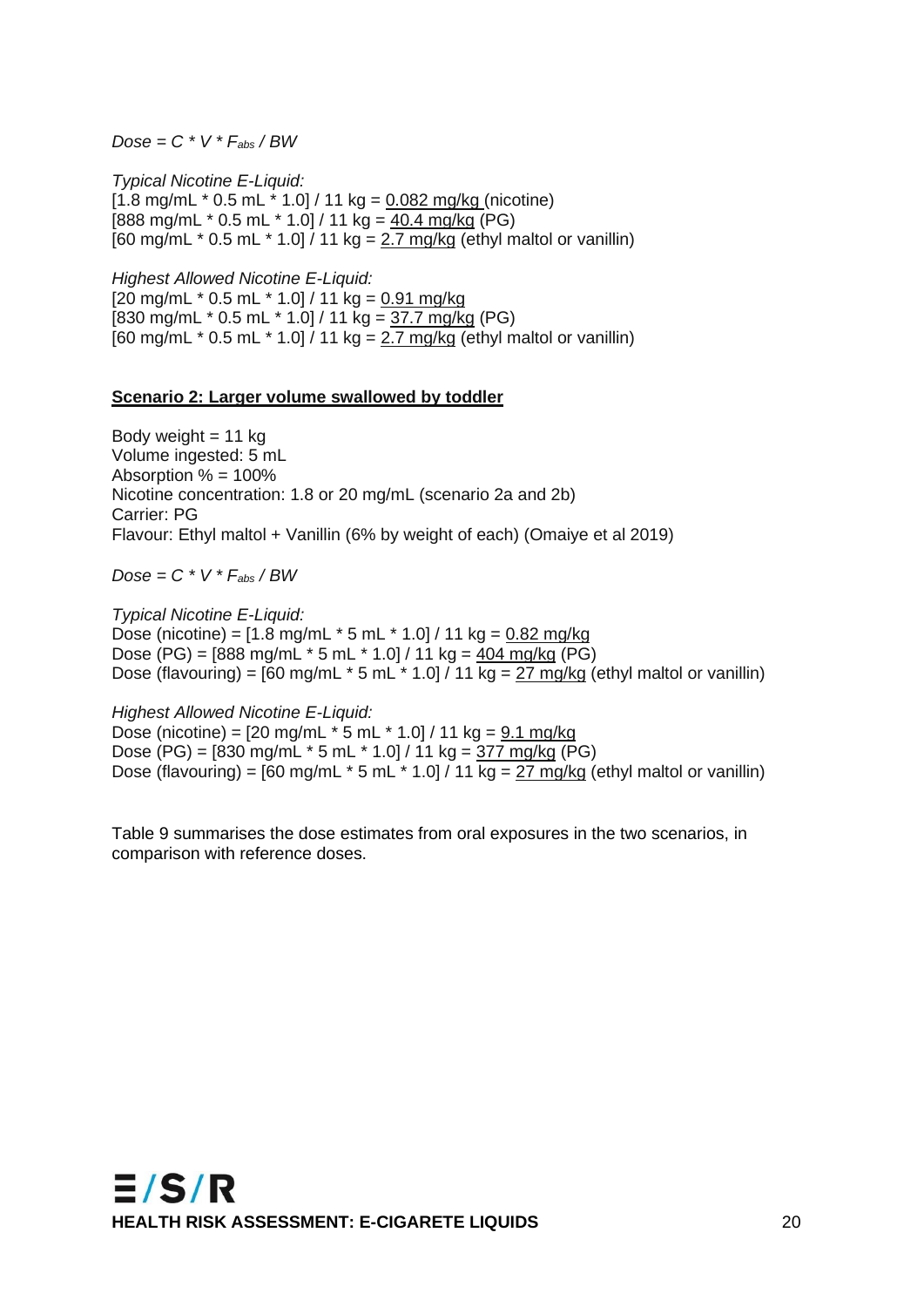*Dose = C * V * $F_{abs}$ / BW*

*Typical Nicotine E-Liquid:*
[1.8 mg/mL * 0.5 mL * 1.0] / 11 kg = <u>0.082 mg/kg</u> (nicotine)
[888 mg/mL * 0.5 mL * 1.0] / 11 kg = <u>40.4 mg/kg</u> (PG)
[60 mg/mL * 0.5 mL * 1.0] / 11 kg = <u>2.7 mg/kg</u> (ethyl maltol or vanillin)

*Highest Allowed Nicotine E-Liquid:*
[20 mg/mL * 0.5 mL * 1.0] / 11 kg = <u>0.91 mg/kg</u>
[830 mg/mL * 0.5 mL * 1.0] / 11 kg = <u>37.7 mg/kg</u> (PG)
[60 mg/mL * 0.5 mL * 1.0] / 11 kg = <u>2.7 mg/kg</u> (ethyl maltol or vanillin)

**<u>Scenario 2: Larger volume swallowed by toddler</u>**

Body weight = 11 kg
Volume ingested: 5 mL
Absorption % = 100%
Nicotine concentration: 1.8 or 20 mg/mL (scenario 2a and 2b)
Carrier: PG
Flavour: Ethyl maltol + Vanillin (6% by weight of each) (Omaiye et al 2019)

*Dose = C * V * $F_{abs}$ / BW*

*Typical Nicotine E-Liquid:*
Dose (nicotine) = [1.8 mg/mL * 5 mL * 1.0] / 11 kg = <u>0.82 mg/kg</u>
Dose (PG) = [888 mg/mL * 5 mL * 1.0] / 11 kg = <u>404 mg/kg</u> (PG)
Dose (flavouring) = [60 mg/mL * 5 mL * 1.0] / 11 kg = <u>27 mg/kg</u> (ethyl maltol or vanillin)

*Highest Allowed Nicotine E-Liquid:*
Dose (nicotine) = [20 mg/mL * 5 mL * 1.0] / 11 kg = <u>9.1 mg/kg</u>
Dose (PG) = [830 mg/mL * 5 mL * 1.0] / 11 kg = <u>377 mg/kg</u> (PG)
Dose (flavouring) = [60 mg/mL * 5 mL * 1.0] / 11 kg = <u>27 mg/kg</u> (ethyl maltol or vanillin)

Table 9 summarises the dose estimates from oral exposures in the two scenarios, in comparison with reference doses.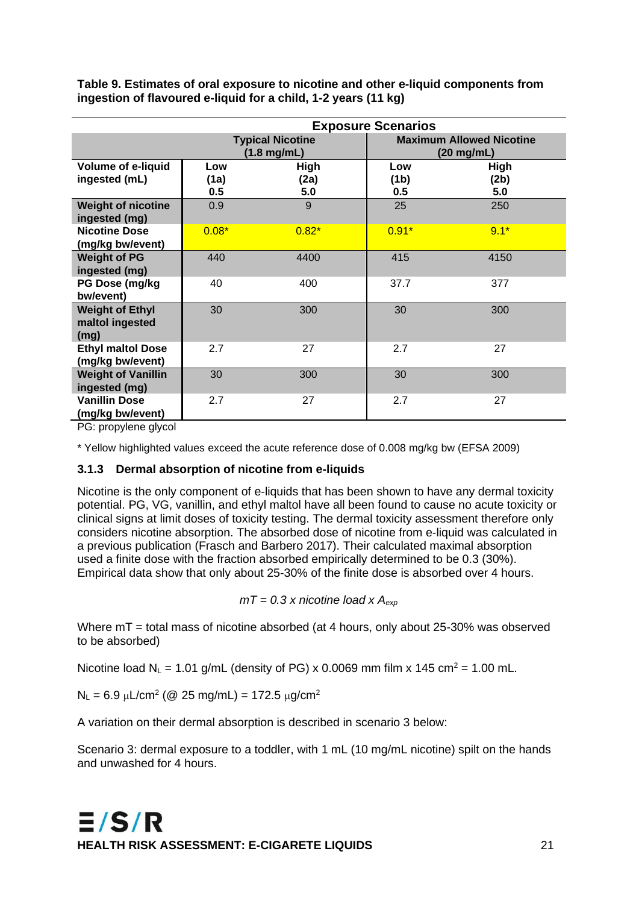**Table 9. Estimates of oral exposure to nicotine and other e-liquid components from ingestion of flavoured e-liquid for a child, 1-2 years (11 kg)**

| | Exposure Scenarios | | | |
|---|---|---|---|---|
| | Typical Nicotine (1.8 mg/mL) | | Maximum Allowed Nicotine (20 mg/mL) | |
| **Volume of e-liquid ingested (mL)** | **Low (1a) 0.5** | **High (2a) 5.0** | **Low (1b) 0.5** | **High (2b) 5.0** |
| **Weight of nicotine ingested (mg)** | 0.9 | 9 | 25 | 250 |
| **Nicotine Dose (mg/kg bw/event)** | 0.08* | 0.82* | 0.91* | 9.1* |
| **Weight of PG ingested (mg)** | 440 | 4400 | 415 | 4150 |
| **PG Dose (mg/kg bw/event)** | 40 | 400 | 37.7 | 377 |
| **Weight of Ethyl maltol ingested (mg)** | 30 | 300 | 30 | 300 |
| **Ethyl maltol Dose (mg/kg bw/event)** | 2.7 | 27 | 2.7 | 27 |
| **Weight of Vanillin ingested (mg)** | 30 | 300 | 30 | 300 |
| **Vanillin Dose (mg/kg bw/event)** | 2.7 | 27 | 2.7 | 27 |

PG: propylene glycol

* Yellow highlighted values exceed the acute reference dose of 0.008 mg/kg bw (EFSA 2009)

### 3.1.3 Dermal absorption of nicotine from e-liquids

Nicotine is the only component of e-liquids that has been shown to have any dermal toxicity potential. PG, VG, vanillin, and ethyl maltol have all been found to cause no acute toxicity or clinical signs at limit doses of toxicity testing. The dermal toxicity assessment therefore only considers nicotine absorption. The absorbed dose of nicotine from e-liquid was calculated in a previous publication (Frasch and Barbero 2017). Their calculated maximal absorption used a finite dose with the fraction absorbed empirically determined to be 0.3 (30%). Empirical data show that only about 25-30% of the finite dose is absorbed over 4 hours.

$$mT = 0.3 \times \text{nicotine load} \times A_{exp}$$

Where mT = total mass of nicotine absorbed (at 4 hours, only about 25-30% was observed to be absorbed)

Nicotine load $N_L$ = 1.01 g/mL (density of PG) x 0.0069 mm film x 145 $cm^2$ = 1.00 mL.

$N_L$ = 6.9 $\mu$L/$cm^2$ (@ 25 mg/mL) = 172.5 $\mu$g/$cm^2$

A variation on their dermal absorption is described in scenario 3 below:

Scenario 3: dermal exposure to a toddler, with 1 mL (10 mg/mL nicotine) spilt on the hands and unwashed for 4 hours.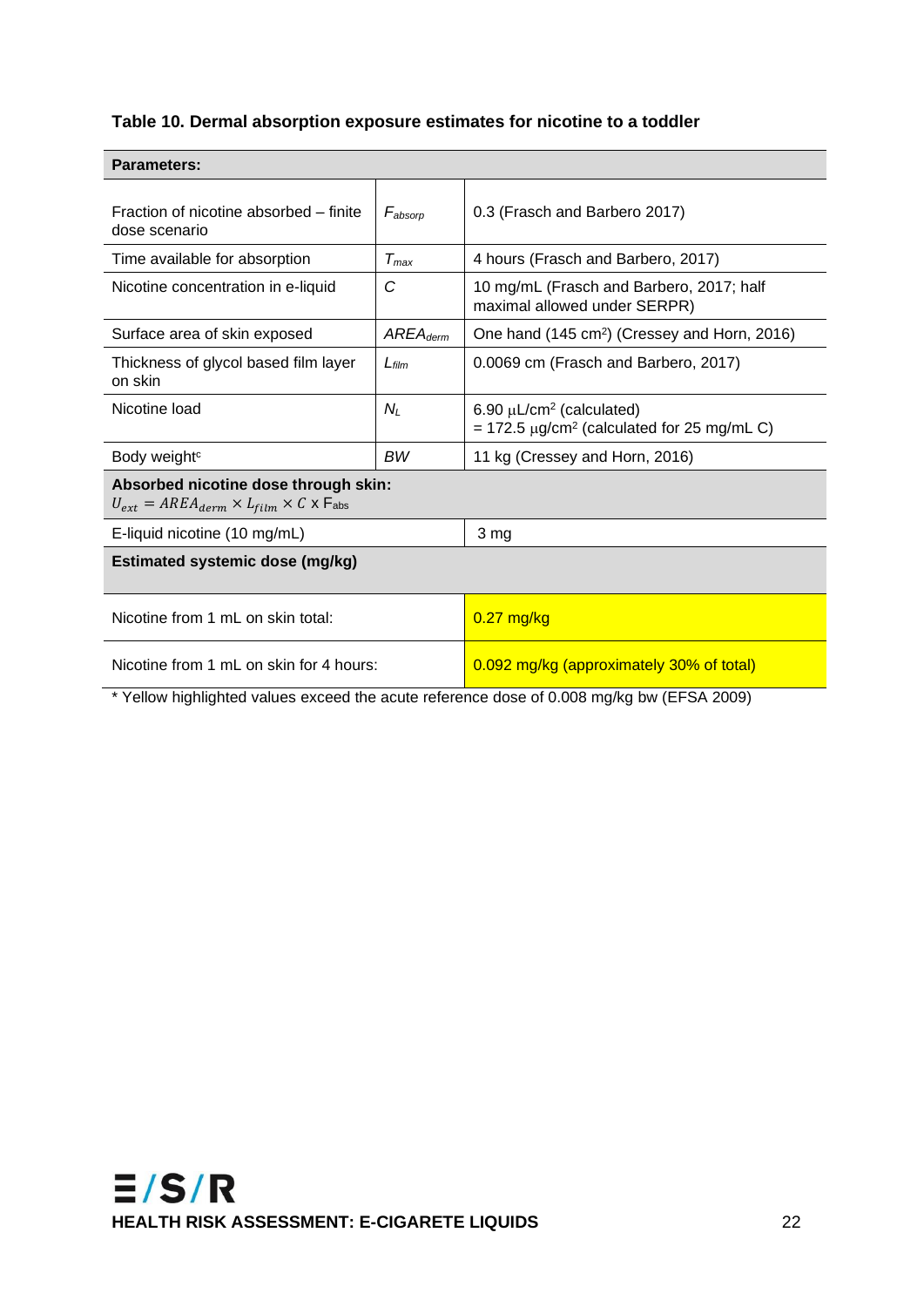**Table 10. Dermal absorption exposure estimates for nicotine to a toddler**

| **Parameters:** | | |
|---|---|---|
| Fraction of nicotine absorbed – finite dose scenario | $F_{absorp}$ | 0.3 (Frasch and Barbero 2017) |
| Time available for absorption | $T_{max}$ | 4 hours (Frasch and Barbero, 2017) |
| Nicotine concentration in e-liquid | $C$ | 10 mg/mL (Frasch and Barbero, 2017; half maximal allowed under SERPR) |
| Surface area of skin exposed | $AREA_{derm}$ | One hand (145 cm$^2$) (Cressey and Horn, 2016) |
| Thickness of glycol based film layer on skin | $L_{film}$ | 0.0069 cm (Frasch and Barbero, 2017) |
| Nicotine load | $N_L$ | 6.90 μL/cm$^2$ (calculated) = 172.5 μg/cm$^2$ (calculated for 25 mg/mL C) |
| Body weight[c] | $BW$ | 11 kg (Cressey and Horn, 2016) |
| **Absorbed nicotine dose through skin:** $U_{ext} = AREA_{derm} \times L_{film} \times C \times F_{abs}$ | | |
| E-liquid nicotine (10 mg/mL) | | 3 mg |
| **Estimated systemic dose (mg/kg)** | | |
| Nicotine from 1 mL on skin total: | | 0.27 mg/kg |
| Nicotine from 1 mL on skin for 4 hours: | | 0.092 mg/kg (approximately 30% of total) |

* Yellow highlighted values exceed the acute reference dose of 0.008 mg/kg bw (EFSA 2009)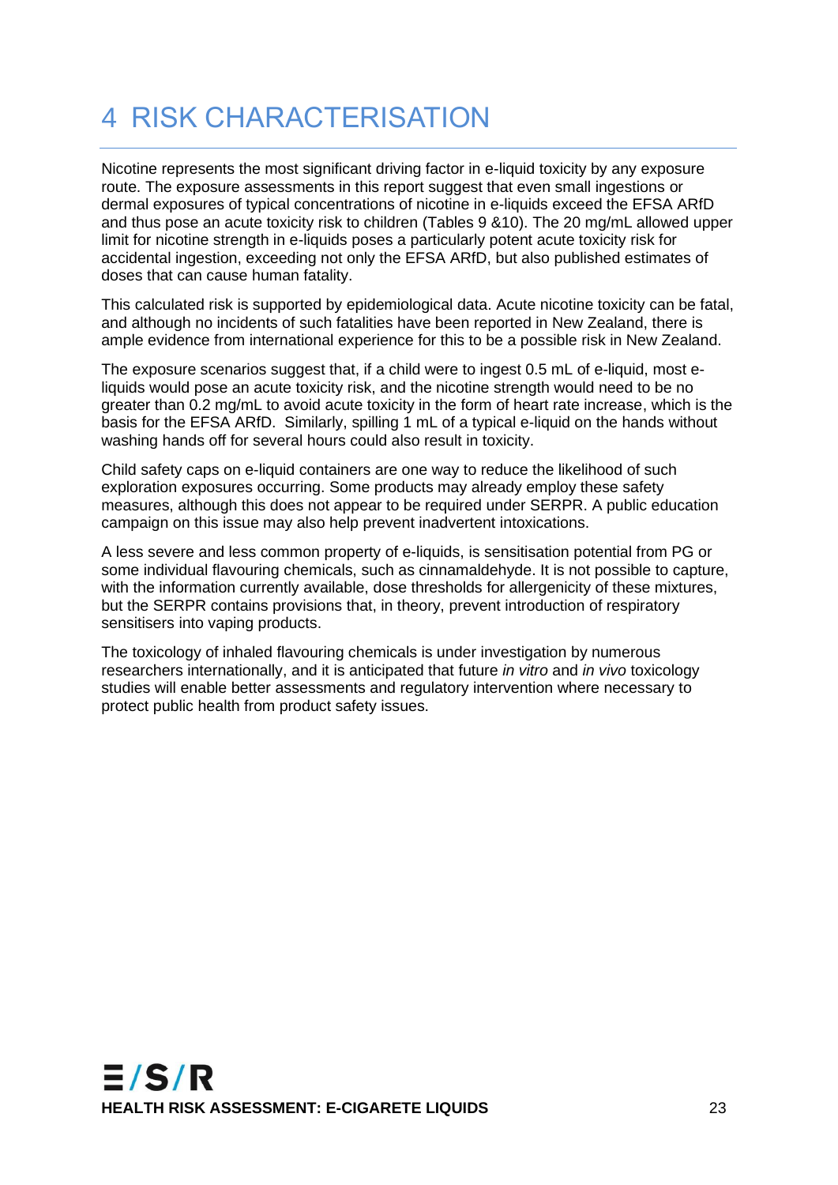# 4 RISK CHARACTERISATION

Nicotine represents the most significant driving factor in e-liquid toxicity by any exposure route. The exposure assessments in this report suggest that even small ingestions or dermal exposures of typical concentrations of nicotine in e-liquids exceed the EFSA ARfD and thus pose an acute toxicity risk to children (Tables 9 &10). The 20 mg/mL allowed upper limit for nicotine strength in e-liquids poses a particularly potent acute toxicity risk for accidental ingestion, exceeding not only the EFSA ARfD, but also published estimates of doses that can cause human fatality.

This calculated risk is supported by epidemiological data. Acute nicotine toxicity can be fatal, and although no incidents of such fatalities have been reported in New Zealand, there is ample evidence from international experience for this to be a possible risk in New Zealand.

The exposure scenarios suggest that, if a child were to ingest 0.5 mL of e-liquid, most e-liquids would pose an acute toxicity risk, and the nicotine strength would need to be no greater than 0.2 mg/mL to avoid acute toxicity in the form of heart rate increase, which is the basis for the EFSA ARfD. Similarly, spilling 1 mL of a typical e-liquid on the hands without washing hands off for several hours could also result in toxicity.

Child safety caps on e-liquid containers are one way to reduce the likelihood of such exploration exposures occurring. Some products may already employ these safety measures, although this does not appear to be required under SERPR. A public education campaign on this issue may also help prevent inadvertent intoxications.

A less severe and less common property of e-liquids, is sensitisation potential from PG or some individual flavouring chemicals, such as cinnamaldehyde. It is not possible to capture, with the information currently available, dose thresholds for allergenicity of these mixtures, but the SERPR contains provisions that, in theory, prevent introduction of respiratory sensitisers into vaping products.

The toxicology of inhaled flavouring chemicals is under investigation by numerous researchers internationally, and it is anticipated that future *in vitro* and *in vivo* toxicology studies will enable better assessments and regulatory intervention where necessary to protect public health from product safety issues.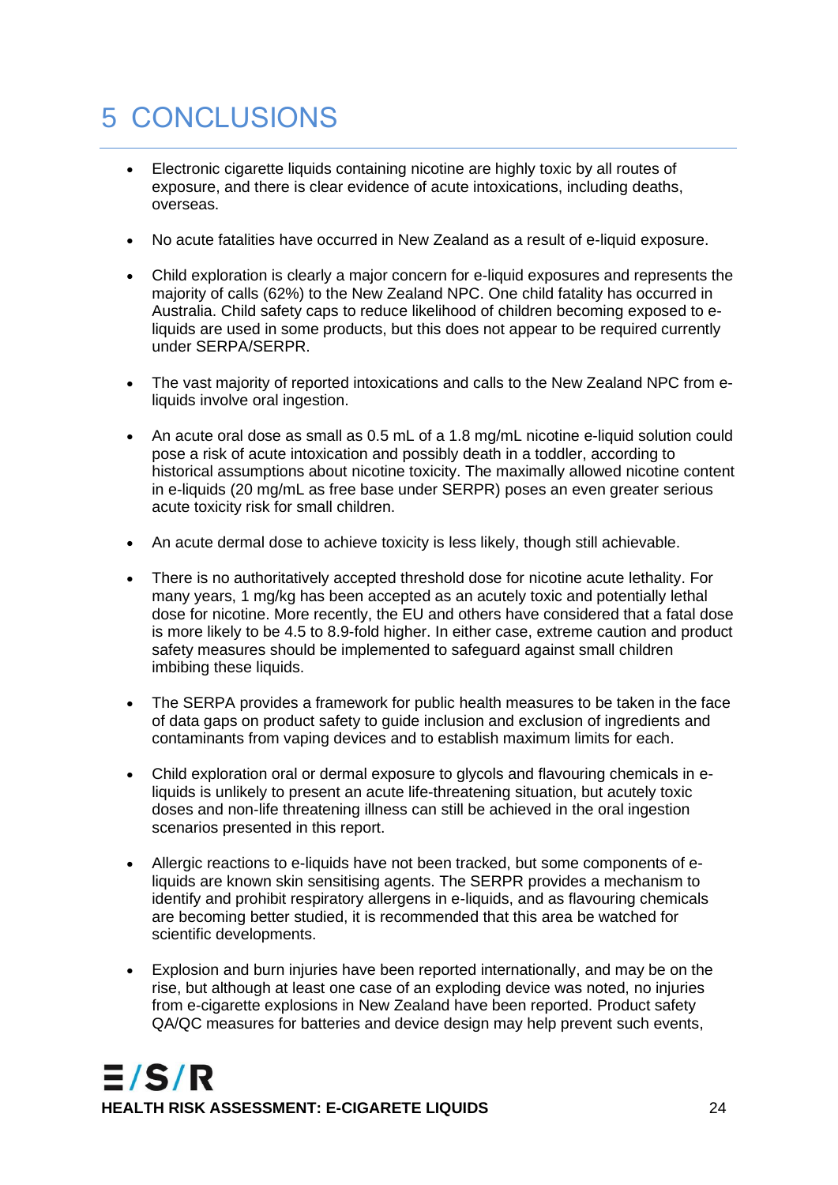# 5 CONCLUSIONS

- Electronic cigarette liquids containing nicotine are highly toxic by all routes of exposure, and there is clear evidence of acute intoxications, including deaths, overseas.

- No acute fatalities have occurred in New Zealand as a result of e-liquid exposure.

- Child exploration is clearly a major concern for e-liquid exposures and represents the majority of calls (62%) to the New Zealand NPC. One child fatality has occurred in Australia. Child safety caps to reduce likelihood of children becoming exposed to e-liquids are used in some products, but this does not appear to be required currently under SERPA/SERPR.

- The vast majority of reported intoxications and calls to the New Zealand NPC from e-liquids involve oral ingestion.

- An acute oral dose as small as 0.5 mL of a 1.8 mg/mL nicotine e-liquid solution could pose a risk of acute intoxication and possibly death in a toddler, according to historical assumptions about nicotine toxicity. The maximally allowed nicotine content in e-liquids (20 mg/mL as free base under SERPR) poses an even greater serious acute toxicity risk for small children.

- An acute dermal dose to achieve toxicity is less likely, though still achievable.

- There is no authoritatively accepted threshold dose for nicotine acute lethality. For many years, 1 mg/kg has been accepted as an acutely toxic and potentially lethal dose for nicotine. More recently, the EU and others have considered that a fatal dose is more likely to be 4.5 to 8.9-fold higher. In either case, extreme caution and product safety measures should be implemented to safeguard against small children imbibing these liquids.

- The SERPA provides a framework for public health measures to be taken in the face of data gaps on product safety to guide inclusion and exclusion of ingredients and contaminants from vaping devices and to establish maximum limits for each.

- Child exploration oral or dermal exposure to glycols and flavouring chemicals in e-liquids is unlikely to present an acute life-threatening situation, but acutely toxic doses and non-life threatening illness can still be achieved in the oral ingestion scenarios presented in this report.

- Allergic reactions to e-liquids have not been tracked, but some components of e-liquids are known skin sensitising agents. The SERPR provides a mechanism to identify and prohibit respiratory allergens in e-liquids, and as flavouring chemicals are becoming better studied, it is recommended that this area be watched for scientific developments.

- Explosion and burn injuries have been reported internationally, and may be on the rise, but although at least one case of an exploding device was noted, no injuries from e-cigarette explosions in New Zealand have been reported. Product safety QA/QC measures for batteries and device design may help prevent such events,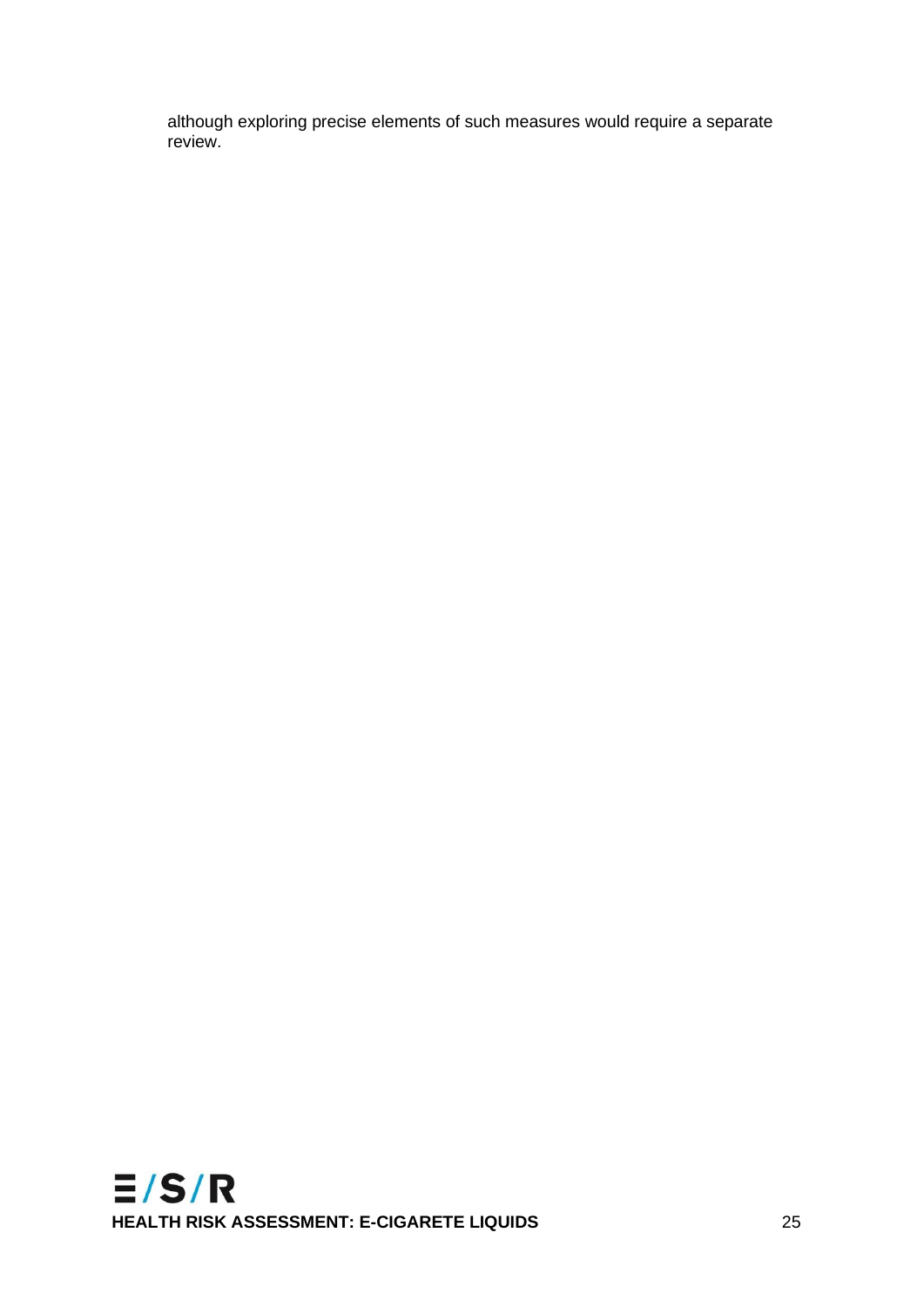although exploring precise elements of such measures would require a separate review.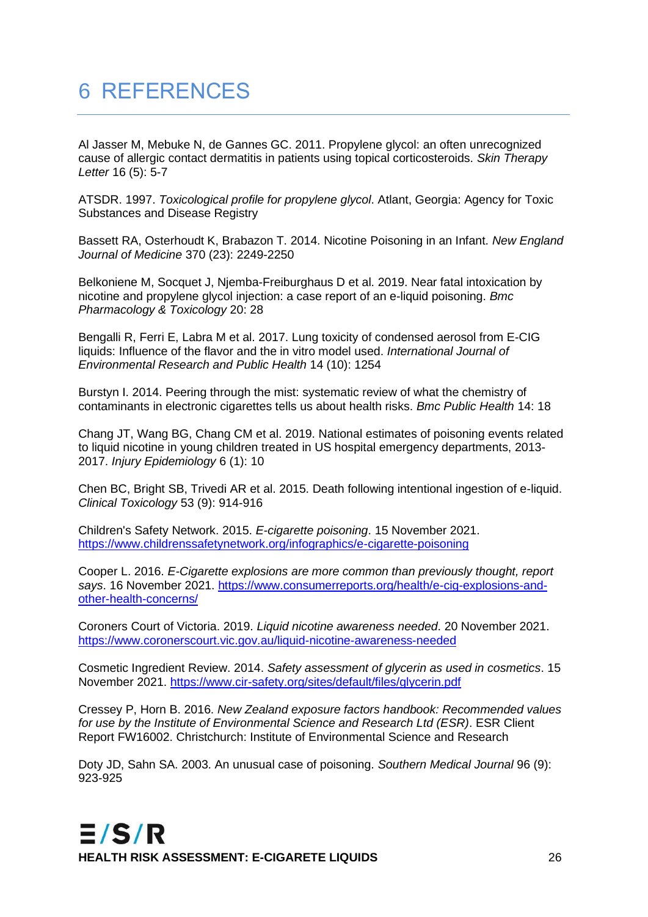# 6 REFERENCES

Al Jasser M, Mebuke N, de Gannes GC. 2011. Propylene glycol: an often unrecognized cause of allergic contact dermatitis in patients using topical corticosteroids. *Skin Therapy Letter* 16 (5): 5-7

ATSDR. 1997. *Toxicological profile for propylene glycol*. Atlant, Georgia: Agency for Toxic Substances and Disease Registry

Bassett RA, Osterhoudt K, Brabazon T. 2014. Nicotine Poisoning in an Infant. *New England Journal of Medicine* 370 (23): 2249-2250

Belkoniene M, Socquet J, Njemba-Freiburghaus D et al. 2019. Near fatal intoxication by nicotine and propylene glycol injection: a case report of an e-liquid poisoning. *Bmc Pharmacology & Toxicology* 20: 28

Bengalli R, Ferri E, Labra M et al. 2017. Lung toxicity of condensed aerosol from E-CIG liquids: Influence of the flavor and the in vitro model used. *International Journal of Environmental Research and Public Health* 14 (10): 1254

Burstyn I. 2014. Peering through the mist: systematic review of what the chemistry of contaminants in electronic cigarettes tells us about health risks. *Bmc Public Health* 14: 18

Chang JT, Wang BG, Chang CM et al. 2019. National estimates of poisoning events related to liquid nicotine in young children treated in US hospital emergency departments, 2013-2017. *Injury Epidemiology* 6 (1): 10

Chen BC, Bright SB, Trivedi AR et al. 2015. Death following intentional ingestion of e-liquid. *Clinical Toxicology* 53 (9): 914-916

Children's Safety Network. 2015. *E-cigarette poisoning*. 15 November 2021. https://www.childrenssafetynetwork.org/infographics/e-cigarette-poisoning

Cooper L. 2016. *E-Cigarette explosions are more common than previously thought, report says*. 16 November 2021. https://www.consumerreports.org/health/e-cig-explosions-and-other-health-concerns/

Coroners Court of Victoria. 2019. *Liquid nicotine awareness needed*. 20 November 2021. https://www.coronerscourt.vic.gov.au/liquid-nicotine-awareness-needed

Cosmetic Ingredient Review. 2014. *Safety assessment of glycerin as used in cosmetics*. 15 November 2021. https://www.cir-safety.org/sites/default/files/glycerin.pdf

Cressey P, Horn B. 2016. *New Zealand exposure factors handbook: Recommended values for use by the Institute of Environmental Science and Research Ltd (ESR)*. ESR Client Report FW16002. Christchurch: Institute of Environmental Science and Research

Doty JD, Sahn SA. 2003. An unusual case of poisoning. *Southern Medical Journal* 96 (9): 923-925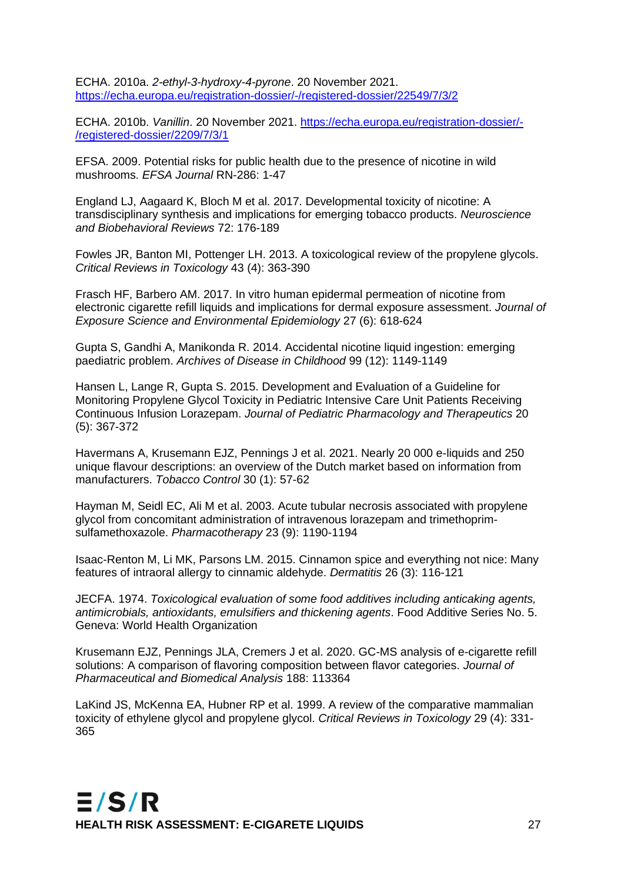ECHA. 2010a. *2-ethyl-3-hydroxy-4-pyrone*. 20 November 2021. https://echa.europa.eu/registration-dossier/-/registered-dossier/22549/7/3/2

ECHA. 2010b. *Vanillin*. 20 November 2021. https://echa.europa.eu/registration-dossier/-/registered-dossier/2209/7/3/1

EFSA. 2009. Potential risks for public health due to the presence of nicotine in wild mushrooms. *EFSA Journal* RN-286: 1-47

England LJ, Aagaard K, Bloch M et al. 2017. Developmental toxicity of nicotine: A transdisciplinary synthesis and implications for emerging tobacco products. *Neuroscience and Biobehavioral Reviews* 72: 176-189

Fowles JR, Banton MI, Pottenger LH. 2013. A toxicological review of the propylene glycols. *Critical Reviews in Toxicology* 43 (4): 363-390

Frasch HF, Barbero AM. 2017. In vitro human epidermal permeation of nicotine from electronic cigarette refill liquids and implications for dermal exposure assessment. *Journal of Exposure Science and Environmental Epidemiology* 27 (6): 618-624

Gupta S, Gandhi A, Manikonda R. 2014. Accidental nicotine liquid ingestion: emerging paediatric problem. *Archives of Disease in Childhood* 99 (12): 1149-1149

Hansen L, Lange R, Gupta S. 2015. Development and Evaluation of a Guideline for Monitoring Propylene Glycol Toxicity in Pediatric Intensive Care Unit Patients Receiving Continuous Infusion Lorazepam. *Journal of Pediatric Pharmacology and Therapeutics* 20 (5): 367-372

Havermans A, Krusemann EJZ, Pennings J et al. 2021. Nearly 20 000 e-liquids and 250 unique flavour descriptions: an overview of the Dutch market based on information from manufacturers. *Tobacco Control* 30 (1): 57-62

Hayman M, Seidl EC, Ali M et al. 2003. Acute tubular necrosis associated with propylene glycol from concomitant administration of intravenous lorazepam and trimethoprim-sulfamethoxazole. *Pharmacotherapy* 23 (9): 1190-1194

Isaac-Renton M, Li MK, Parsons LM. 2015. Cinnamon spice and everything not nice: Many features of intraoral allergy to cinnamic aldehyde. *Dermatitis* 26 (3): 116-121

JECFA. 1974. *Toxicological evaluation of some food additives including anticaking agents, antimicrobials, antioxidants, emulsifiers and thickening agents*. Food Additive Series No. 5. Geneva: World Health Organization

Krusemann EJZ, Pennings JLA, Cremers J et al. 2020. GC-MS analysis of e-cigarette refill solutions: A comparison of flavoring composition between flavor categories. *Journal of Pharmaceutical and Biomedical Analysis* 188: 113364

LaKind JS, McKenna EA, Hubner RP et al. 1999. A review of the comparative mammalian toxicity of ethylene glycol and propylene glycol. *Critical Reviews in Toxicology* 29 (4): 331-365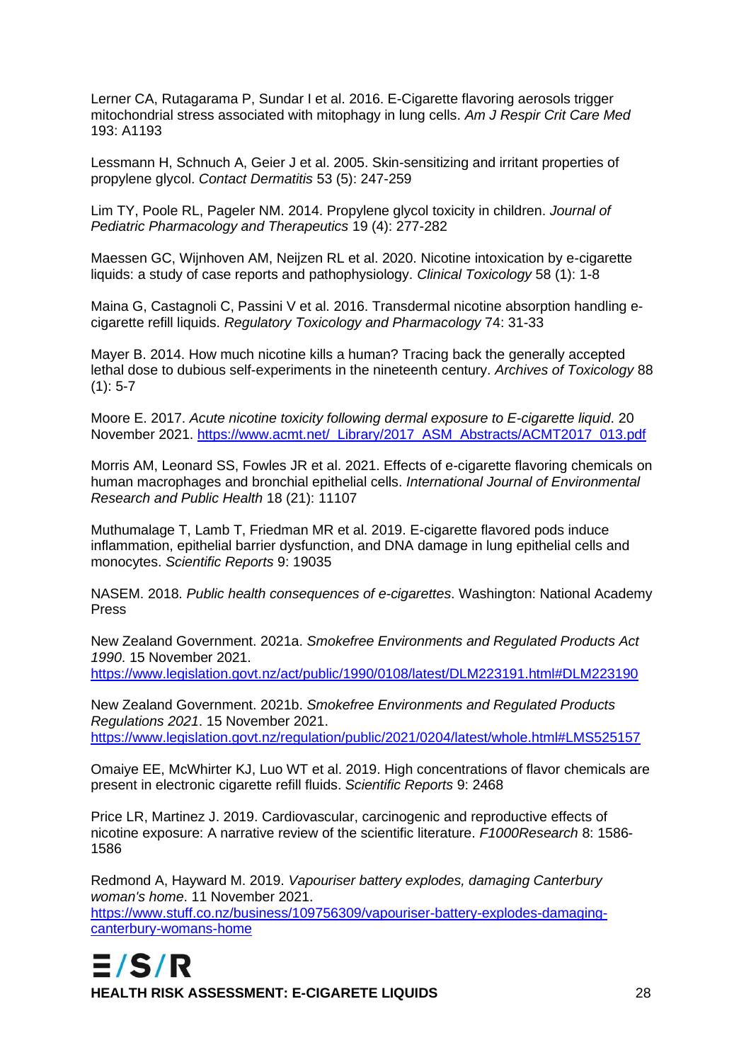Lerner CA, Rutagarama P, Sundar I et al. 2016. E-Cigarette flavoring aerosols trigger mitochondrial stress associated with mitophagy in lung cells. *Am J Respir Crit Care Med* 193: A1193

Lessmann H, Schnuch A, Geier J et al. 2005. Skin-sensitizing and irritant properties of propylene glycol. *Contact Dermatitis* 53 (5): 247-259

Lim TY, Poole RL, Pageler NM. 2014. Propylene glycol toxicity in children. *Journal of Pediatric Pharmacology and Therapeutics* 19 (4): 277-282

Maessen GC, Wijnhoven AM, Neijzen RL et al. 2020. Nicotine intoxication by e-cigarette liquids: a study of case reports and pathophysiology. *Clinical Toxicology* 58 (1): 1-8

Maina G, Castagnoli C, Passini V et al. 2016. Transdermal nicotine absorption handling e-cigarette refill liquids. *Regulatory Toxicology and Pharmacology* 74: 31-33

Mayer B. 2014. How much nicotine kills a human? Tracing back the generally accepted lethal dose to dubious self-experiments in the nineteenth century. *Archives of Toxicology* 88 (1): 5-7

Moore E. 2017. *Acute nicotine toxicity following dermal exposure to E-cigarette liquid*. 20 November 2021. https://www.acmt.net/_Library/2017_ASM_Abstracts/ACMT2017_013.pdf

Morris AM, Leonard SS, Fowles JR et al. 2021. Effects of e-cigarette flavoring chemicals on human macrophages and bronchial epithelial cells. *International Journal of Environmental Research and Public Health* 18 (21): 11107

Muthumalage T, Lamb T, Friedman MR et al. 2019. E-cigarette flavored pods induce inflammation, epithelial barrier dysfunction, and DNA damage in lung epithelial cells and monocytes. *Scientific Reports* 9: 19035

NASEM. 2018. *Public health consequences of e-cigarettes*. Washington: National Academy Press

New Zealand Government. 2021a. *Smokefree Environments and Regulated Products Act 1990*. 15 November 2021. https://www.legislation.govt.nz/act/public/1990/0108/latest/DLM223191.html#DLM223190

New Zealand Government. 2021b. *Smokefree Environments and Regulated Products Regulations 2021*. 15 November 2021. https://www.legislation.govt.nz/regulation/public/2021/0204/latest/whole.html#LMS525157

Omaiye EE, McWhirter KJ, Luo WT et al. 2019. High concentrations of flavor chemicals are present in electronic cigarette refill fluids. *Scientific Reports* 9: 2468

Price LR, Martinez J. 2019. Cardiovascular, carcinogenic and reproductive effects of nicotine exposure: A narrative review of the scientific literature. *F1000Research* 8: 1586-1586

Redmond A, Hayward M. 2019. *Vapouriser battery explodes, damaging Canterbury woman's home*. 11 November 2021. https://www.stuff.co.nz/business/109756309/vapouriser-battery-explodes-damaging-canterbury-womans-home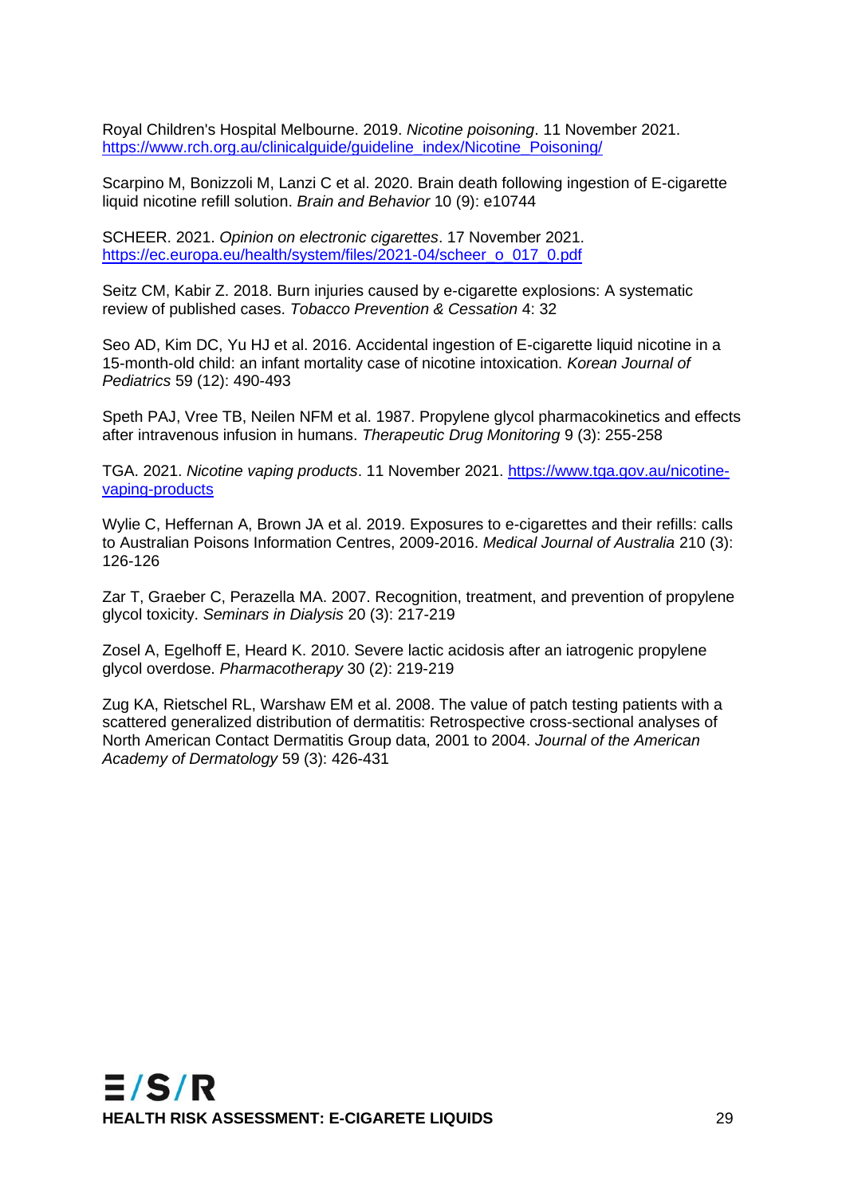Royal Children's Hospital Melbourne. 2019. *Nicotine poisoning*. 11 November 2021. https://www.rch.org.au/clinicalguide/guideline_index/Nicotine_Poisoning/

Scarpino M, Bonizzoli M, Lanzi C et al. 2020. Brain death following ingestion of E-cigarette liquid nicotine refill solution. *Brain and Behavior* 10 (9): e10744

SCHEER. 2021. *Opinion on electronic cigarettes*. 17 November 2021. https://ec.europa.eu/health/system/files/2021-04/scheer_o_017_0.pdf

Seitz CM, Kabir Z. 2018. Burn injuries caused by e-cigarette explosions: A systematic review of published cases. *Tobacco Prevention & Cessation* 4: 32

Seo AD, Kim DC, Yu HJ et al. 2016. Accidental ingestion of E-cigarette liquid nicotine in a 15-month-old child: an infant mortality case of nicotine intoxication. *Korean Journal of Pediatrics* 59 (12): 490-493

Speth PAJ, Vree TB, Neilen NFM et al. 1987. Propylene glycol pharmacokinetics and effects after intravenous infusion in humans. *Therapeutic Drug Monitoring* 9 (3): 255-258

TGA. 2021. *Nicotine vaping products*. 11 November 2021. https://www.tga.gov.au/nicotine-vaping-products

Wylie C, Heffernan A, Brown JA et al. 2019. Exposures to e-cigarettes and their refills: calls to Australian Poisons Information Centres, 2009-2016. *Medical Journal of Australia* 210 (3): 126-126

Zar T, Graeber C, Perazella MA. 2007. Recognition, treatment, and prevention of propylene glycol toxicity. *Seminars in Dialysis* 20 (3): 217-219

Zosel A, Egelhoff E, Heard K. 2010. Severe lactic acidosis after an iatrogenic propylene glycol overdose. *Pharmacotherapy* 30 (2): 219-219

Zug KA, Rietschel RL, Warshaw EM et al. 2008. The value of patch testing patients with a scattered generalized distribution of dermatitis: Retrospective cross-sectional analyses of North American Contact Dermatitis Group data, 2001 to 2004. *Journal of the American Academy of Dermatology* 59 (3): 426-431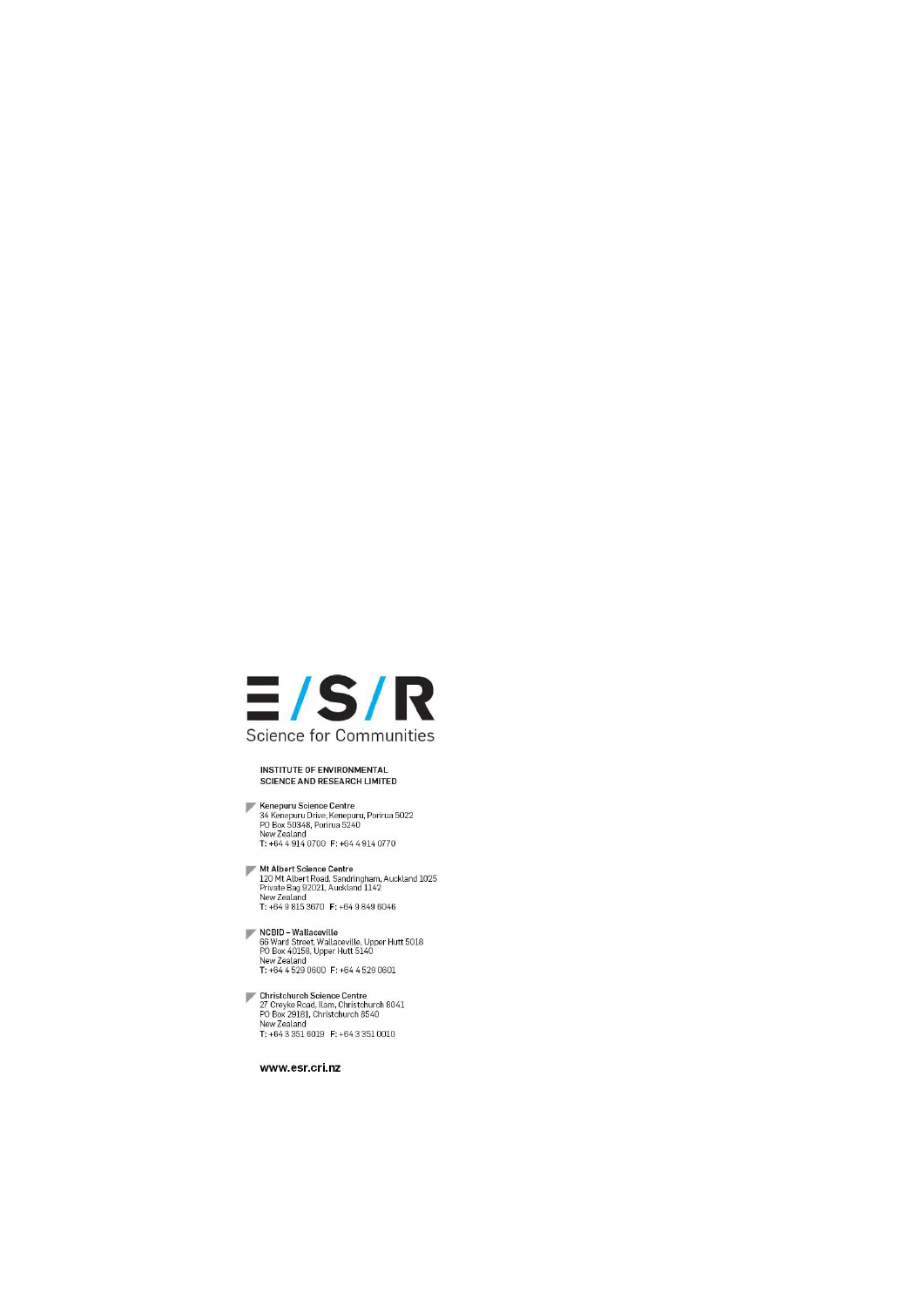E/S/R

Science for Communities

INSTITUTE OF ENVIRONMENTAL SCIENCE AND RESEARCH LIMITED

**Kenepuru Science Centre**
34 Kenepuru Drive, Kenepuru, Porirua 5022
PO Box 50348, Porirua 5240
New Zealand
T: +64 4 914 0700 F: +64 4 914 0770

**Mt Albert Science Centre**
120 Mt Albert Road, Sandringham, Auckland 1025
Private Bag 92021, Auckland 1142
New Zealand
T: +64 9 815 3670 F: +64 9 849 6046

**NCBID – Wallaceville**
66 Ward Street, Wallaceville, Upper Hutt 5018
PO Box 40158, Upper Hutt 5140
New Zealand
T: +64 4 529 0600 F: +64 4 529 0601

**Christchurch Science Centre**
27 Creyke Road, Ilam, Christchurch 8041
PO Box 29181, Christchurch 8540
New Zealand
T: +64 3 351 6019 F: +64 3 351 0010

**www.esr.cri.nz**